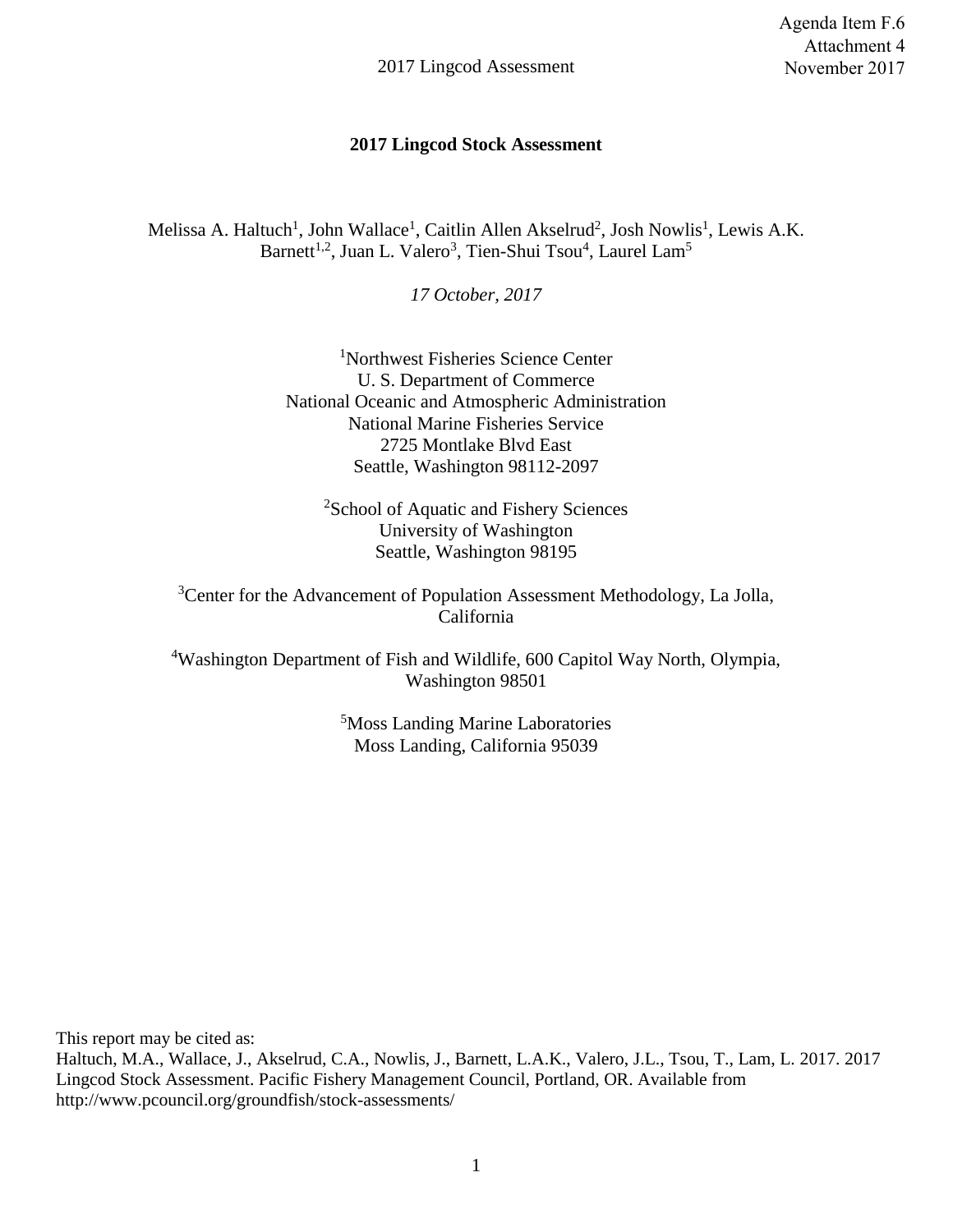Agenda Item F.6
Attachment 4
November 2017

# 2017 Lingcod Stock Assessment

Melissa A. Haltuch[1], John Wallace[1], Caitlin Allen Akselrud[2], Josh Nowlis[1], Lewis A.K. Barnett[1,2], Juan L. Valero[3], Tien-Shui Tsou[4], Laurel Lam[5]

*17 October, 2017*

[1]Northwest Fisheries Science Center
U. S. Department of Commerce
National Oceanic and Atmospheric Administration
National Marine Fisheries Service
2725 Montlake Blvd East
Seattle, Washington 98112-2097

[2]School of Aquatic and Fishery Sciences
University of Washington
Seattle, Washington 98195

[3]Center for the Advancement of Population Assessment Methodology, La Jolla, California

[4]Washington Department of Fish and Wildlife, 600 Capitol Way North, Olympia, Washington 98501

[5]Moss Landing Marine Laboratories
Moss Landing, California 95039

This report may be cited as:
Haltuch, M.A., Wallace, J., Akselrud, C.A., Nowlis, J., Barnett, L.A.K., Valero, J.L., Tsou, T., Lam, L. 2017. 2017 Lingcod Stock Assessment. Pacific Fishery Management Council, Portland, OR. Available from http://www.pcouncil.org/groundfish/stock-assessments/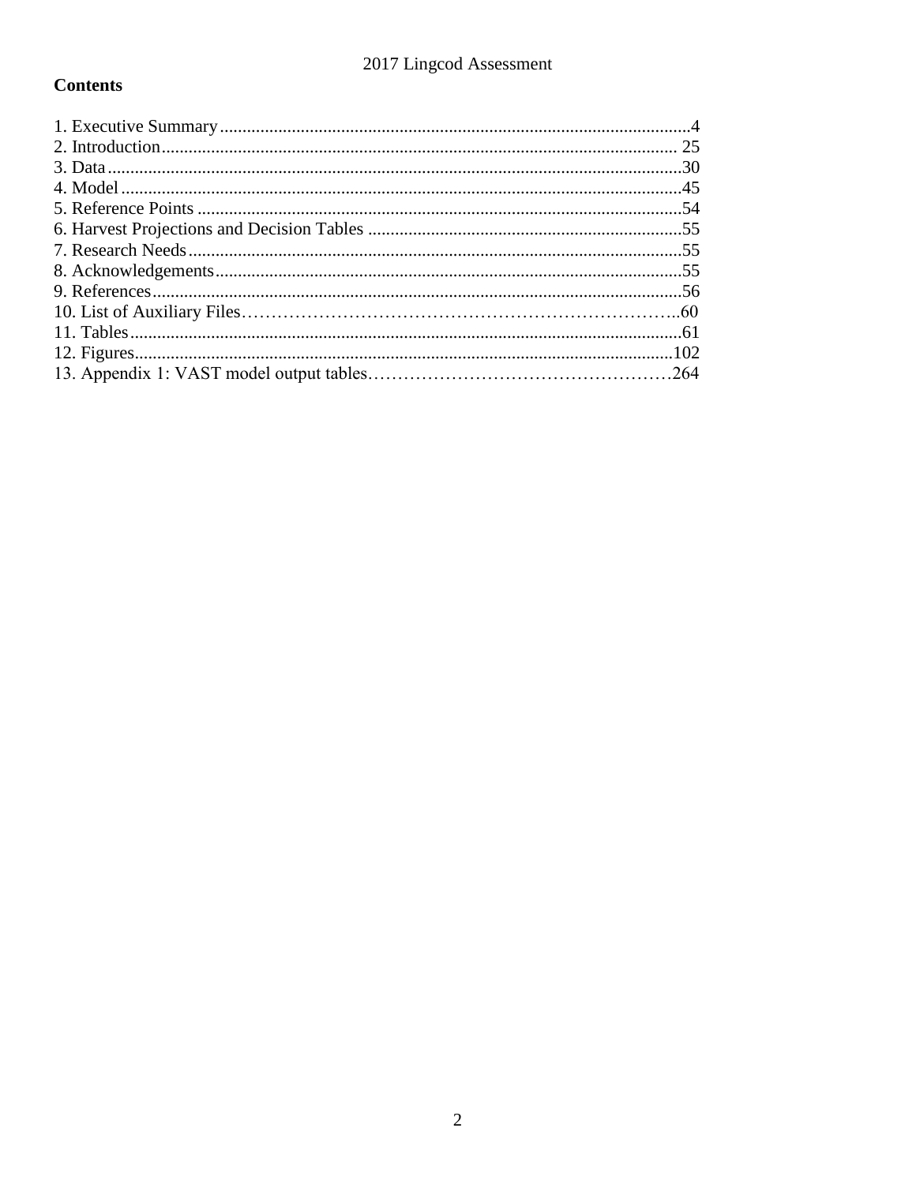## Contents

1. Executive Summary ........................................................................................................4
2. Introduction .................................................................................................................. 25
3. Data ...............................................................................................................................30
4. Model ............................................................................................................................45
5. Reference Points ...........................................................................................................54
6. Harvest Projections and Decision Tables ......................................................................55
7. Research Needs .............................................................................................................55
8. Acknowledgements .......................................................................................................55
9. References .....................................................................................................................56
10. List of Auxiliary Files……………………………………………………………..60
11. Tables ..........................................................................................................................61
12. Figures .......................................................................................................................102
13. Appendix 1: VAST model output tables……………………………………………264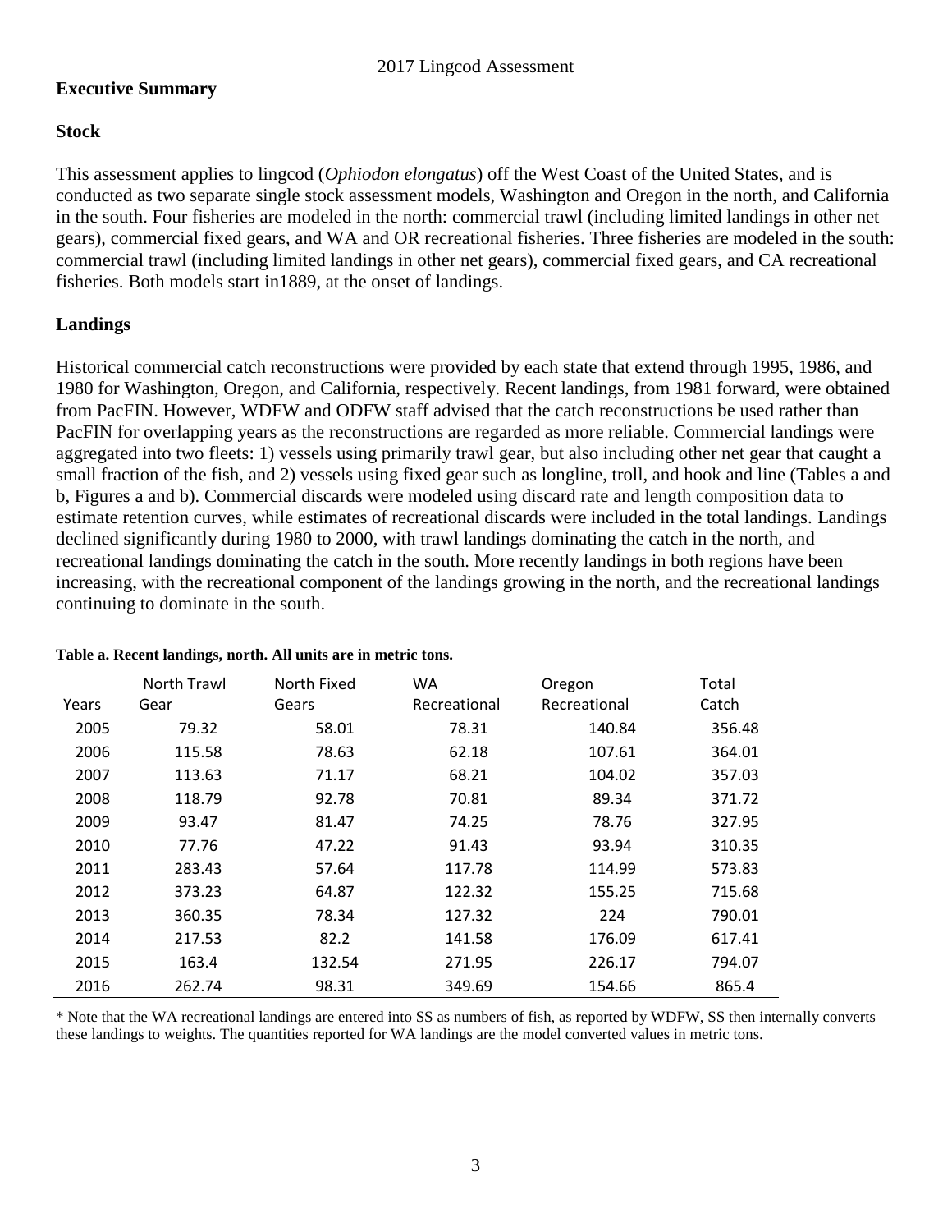## Executive Summary

### Stock

This assessment applies to lingcod (*Ophiodon elongatus*) off the West Coast of the United States, and is conducted as two separate single stock assessment models, Washington and Oregon in the north, and California in the south. Four fisheries are modeled in the north: commercial trawl (including limited landings in other net gears), commercial fixed gears, and WA and OR recreational fisheries. Three fisheries are modeled in the south: commercial trawl (including limited landings in other net gears), commercial fixed gears, and CA recreational fisheries. Both models start in1889, at the onset of landings.

### Landings

Historical commercial catch reconstructions were provided by each state that extend through 1995, 1986, and 1980 for Washington, Oregon, and California, respectively. Recent landings, from 1981 forward, were obtained from PacFIN. However, WDFW and ODFW staff advised that the catch reconstructions be used rather than PacFIN for overlapping years as the reconstructions are regarded as more reliable. Commercial landings were aggregated into two fleets: 1) vessels using primarily trawl gear, but also including other net gear that caught a small fraction of the fish, and 2) vessels using fixed gear such as longline, troll, and hook and line (Tables a and b, Figures a and b). Commercial discards were modeled using discard rate and length composition data to estimate retention curves, while estimates of recreational discards were included in the total landings. Landings declined significantly during 1980 to 2000, with trawl landings dominating the catch in the north, and recreational landings dominating the catch in the south. More recently landings in both regions have been increasing, with the recreational component of the landings growing in the north, and the recreational landings continuing to dominate in the south.

**Table a. Recent landings, north. All units are in metric tons.**

| Years | North Trawl Gear | North Fixed Gears | WA Recreational | Oregon Recreational | Total Catch |
|---|---|---|---|---|---|
| 2005 | 79.32 | 58.01 | 78.31 | 140.84 | 356.48 |
| 2006 | 115.58 | 78.63 | 62.18 | 107.61 | 364.01 |
| 2007 | 113.63 | 71.17 | 68.21 | 104.02 | 357.03 |
| 2008 | 118.79 | 92.78 | 70.81 | 89.34 | 371.72 |
| 2009 | 93.47 | 81.47 | 74.25 | 78.76 | 327.95 |
| 2010 | 77.76 | 47.22 | 91.43 | 93.94 | 310.35 |
| 2011 | 283.43 | 57.64 | 117.78 | 114.99 | 573.83 |
| 2012 | 373.23 | 64.87 | 122.32 | 155.25 | 715.68 |
| 2013 | 360.35 | 78.34 | 127.32 | 224 | 790.01 |
| 2014 | 217.53 | 82.2 | 141.58 | 176.09 | 617.41 |
| 2015 | 163.4 | 132.54 | 271.95 | 226.17 | 794.07 |
| 2016 | 262.74 | 98.31 | 349.69 | 154.66 | 865.4 |

* Note that the WA recreational landings are entered into SS as numbers of fish, as reported by WDFW, SS then internally converts these landings to weights. The quantities reported for WA landings are the model converted values in metric tons.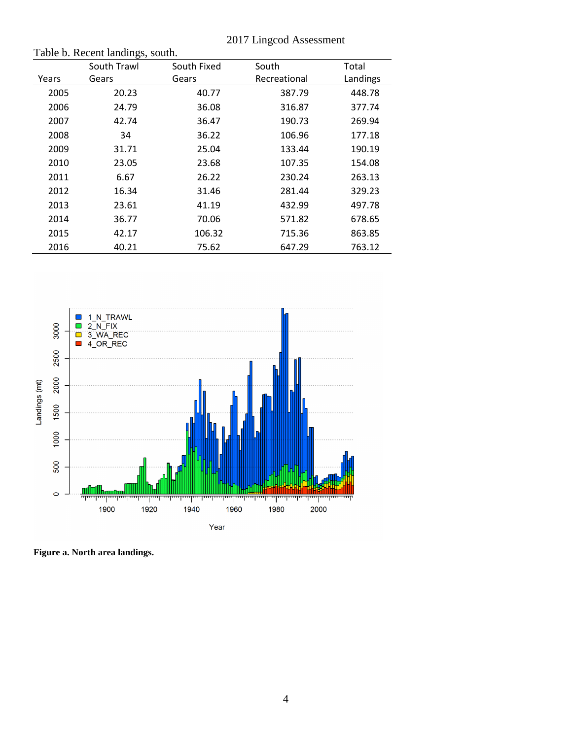Table b. Recent landings, south.

| Years | South Trawl Gears | South Fixed Gears | South Recreational | Total Landings |
|---|---|---|---|---|
| 2005 | 20.23 | 40.77 | 387.79 | 448.78 |
| 2006 | 24.79 | 36.08 | 316.87 | 377.74 |
| 2007 | 42.74 | 36.47 | 190.73 | 269.94 |
| 2008 | 34 | 36.22 | 106.96 | 177.18 |
| 2009 | 31.71 | 25.04 | 133.44 | 190.19 |
| 2010 | 23.05 | 23.68 | 107.35 | 154.08 |
| 2011 | 6.67 | 26.22 | 230.24 | 263.13 |
| 2012 | 16.34 | 31.46 | 281.44 | 329.23 |
| 2013 | 23.61 | 41.19 | 432.99 | 497.78 |
| 2014 | 36.77 | 70.06 | 571.82 | 678.65 |
| 2015 | 42.17 | 106.32 | 715.36 | 863.85 |
| 2016 | 40.21 | 75.62 | 647.29 | 763.12 |

**Figure a. North area landings.**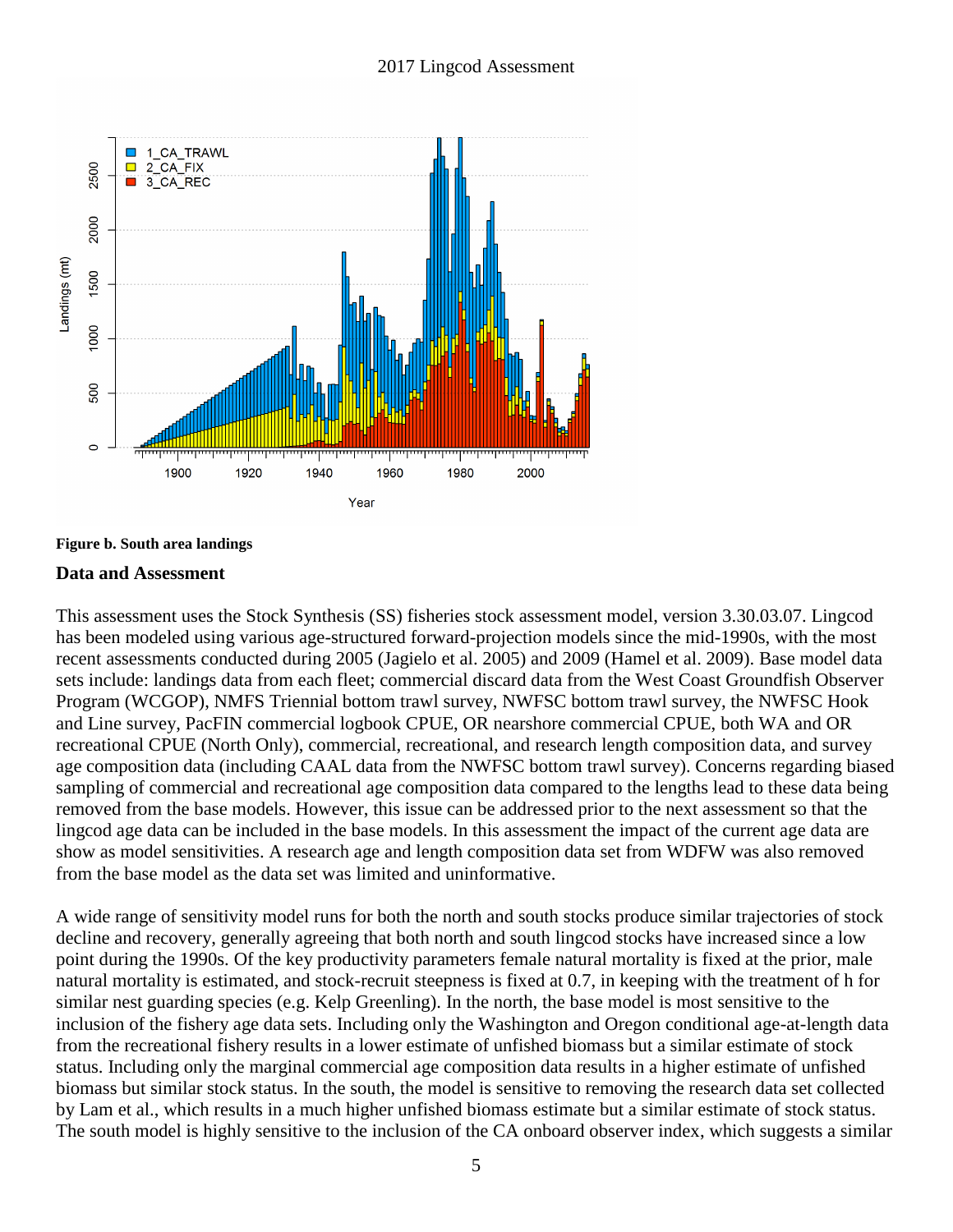**Figure b. South area landings**

## Data and Assessment

This assessment uses the Stock Synthesis (SS) fisheries stock assessment model, version 3.30.03.07. Lingcod has been modeled using various age-structured forward-projection models since the mid-1990s, with the most recent assessments conducted during 2005 (Jagielo et al. 2005) and 2009 (Hamel et al. 2009). Base model data sets include: landings data from each fleet; commercial discard data from the West Coast Groundfish Observer Program (WCGOP), NMFS Triennial bottom trawl survey, NWFSC bottom trawl survey, the NWFSC Hook and Line survey, PacFIN commercial logbook CPUE, OR nearshore commercial CPUE, both WA and OR recreational CPUE (North Only), commercial, recreational, and research length composition data, and survey age composition data (including CAAL data from the NWFSC bottom trawl survey). Concerns regarding biased sampling of commercial and recreational age composition data compared to the lengths lead to these data being removed from the base models. However, this issue can be addressed prior to the next assessment so that the lingcod age data can be included in the base models. In this assessment the impact of the current age data are show as model sensitivities. A research age and length composition data set from WDFW was also removed from the base model as the data set was limited and uninformative.

A wide range of sensitivity model runs for both the north and south stocks produce similar trajectories of stock decline and recovery, generally agreeing that both north and south lingcod stocks have increased since a low point during the 1990s. Of the key productivity parameters female natural mortality is fixed at the prior, male natural mortality is estimated, and stock-recruit steepness is fixed at 0.7, in keeping with the treatment of h for similar nest guarding species (e.g. Kelp Greenling). In the north, the base model is most sensitive to the inclusion of the fishery age data sets. Including only the Washington and Oregon conditional age-at-length data from the recreational fishery results in a lower estimate of unfished biomass but a similar estimate of stock status. Including only the marginal commercial age composition data results in a higher estimate of unfished biomass but similar stock status. In the south, the model is sensitive to removing the research data set collected by Lam et al., which results in a much higher unfished biomass estimate but a similar estimate of stock status. The south model is highly sensitive to the inclusion of the CA onboard observer index, which suggests a similar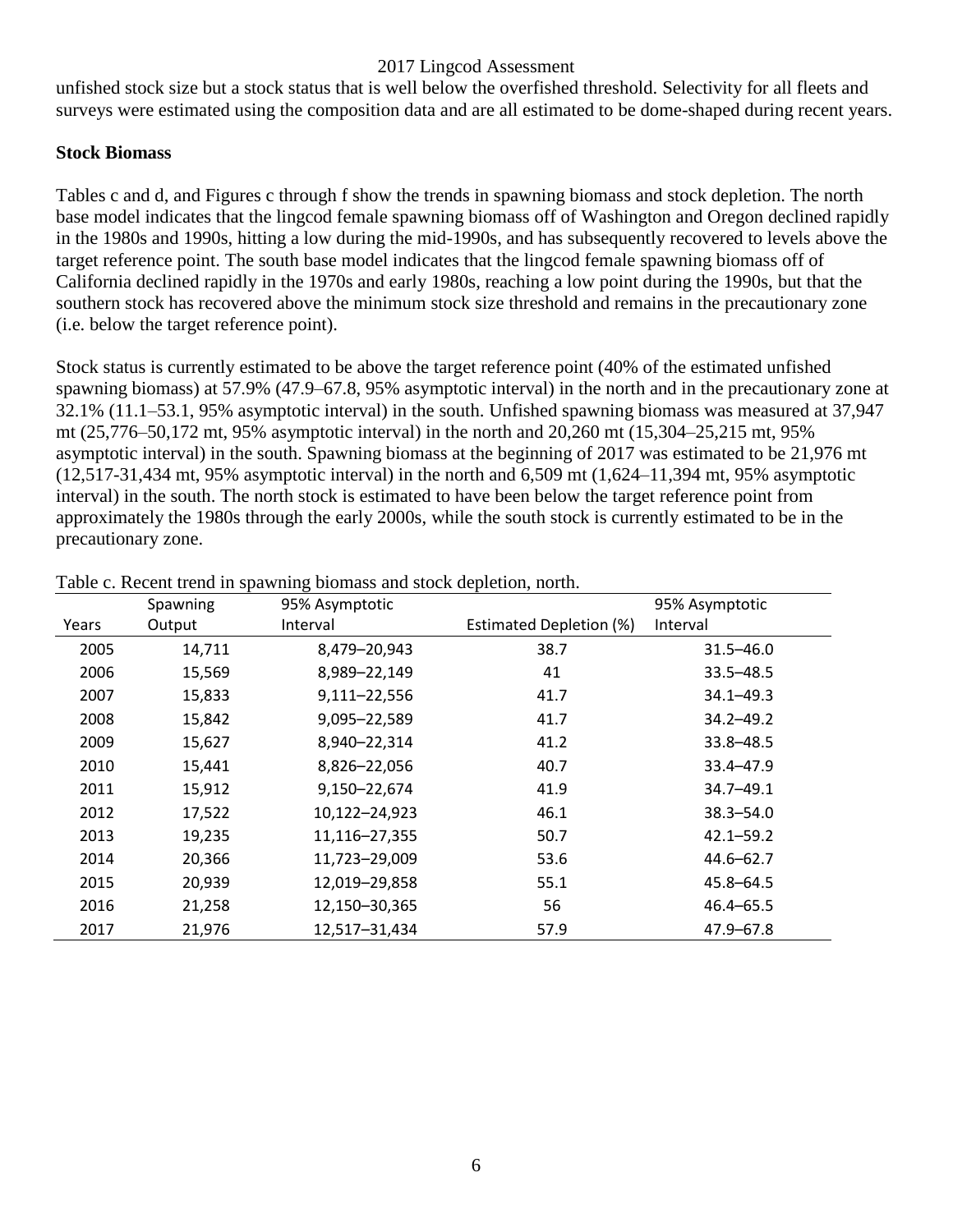unfished stock size but a stock status that is well below the overfished threshold. Selectivity for all fleets and surveys were estimated using the composition data and are all estimated to be dome-shaped during recent years.

**Stock Biomass**

Tables c and d, and Figures c through f show the trends in spawning biomass and stock depletion. The north base model indicates that the lingcod female spawning biomass off of Washington and Oregon declined rapidly in the 1980s and 1990s, hitting a low during the mid-1990s, and has subsequently recovered to levels above the target reference point. The south base model indicates that the lingcod female spawning biomass off of California declined rapidly in the 1970s and early 1980s, reaching a low point during the 1990s, but that the southern stock has recovered above the minimum stock size threshold and remains in the precautionary zone (i.e. below the target reference point).

Stock status is currently estimated to be above the target reference point (40% of the estimated unfished spawning biomass) at 57.9% (47.9–67.8, 95% asymptotic interval) in the north and in the precautionary zone at 32.1% (11.1–53.1, 95% asymptotic interval) in the south. Unfished spawning biomass was measured at 37,947 mt (25,776–50,172 mt, 95% asymptotic interval) in the north and 20,260 mt (15,304–25,215 mt, 95% asymptotic interval) in the south. Spawning biomass at the beginning of 2017 was estimated to be 21,976 mt (12,517-31,434 mt, 95% asymptotic interval) in the north and 6,509 mt (1,624–11,394 mt, 95% asymptotic interval) in the south. The north stock is estimated to have been below the target reference point from approximately the 1980s through the early 2000s, while the south stock is currently estimated to be in the precautionary zone.

Table c. Recent trend in spawning biomass and stock depletion, north.

| Years | Spawning Output | 95% Asymptotic Interval | Estimated Depletion (%) | 95% Asymptotic Interval |
|---|---|---|---|---|
| 2005 | 14,711 | 8,479–20,943 | 38.7 | 31.5–46.0 |
| 2006 | 15,569 | 8,989–22,149 | 41 | 33.5–48.5 |
| 2007 | 15,833 | 9,111–22,556 | 41.7 | 34.1–49.3 |
| 2008 | 15,842 | 9,095–22,589 | 41.7 | 34.2–49.2 |
| 2009 | 15,627 | 8,940–22,314 | 41.2 | 33.8–48.5 |
| 2010 | 15,441 | 8,826–22,056 | 40.7 | 33.4–47.9 |
| 2011 | 15,912 | 9,150–22,674 | 41.9 | 34.7–49.1 |
| 2012 | 17,522 | 10,122–24,923 | 46.1 | 38.3–54.0 |
| 2013 | 19,235 | 11,116–27,355 | 50.7 | 42.1–59.2 |
| 2014 | 20,366 | 11,723–29,009 | 53.6 | 44.6–62.7 |
| 2015 | 20,939 | 12,019–29,858 | 55.1 | 45.8–64.5 |
| 2016 | 21,258 | 12,150–30,365 | 56 | 46.4–65.5 |
| 2017 | 21,976 | 12,517–31,434 | 57.9 | 47.9–67.8 |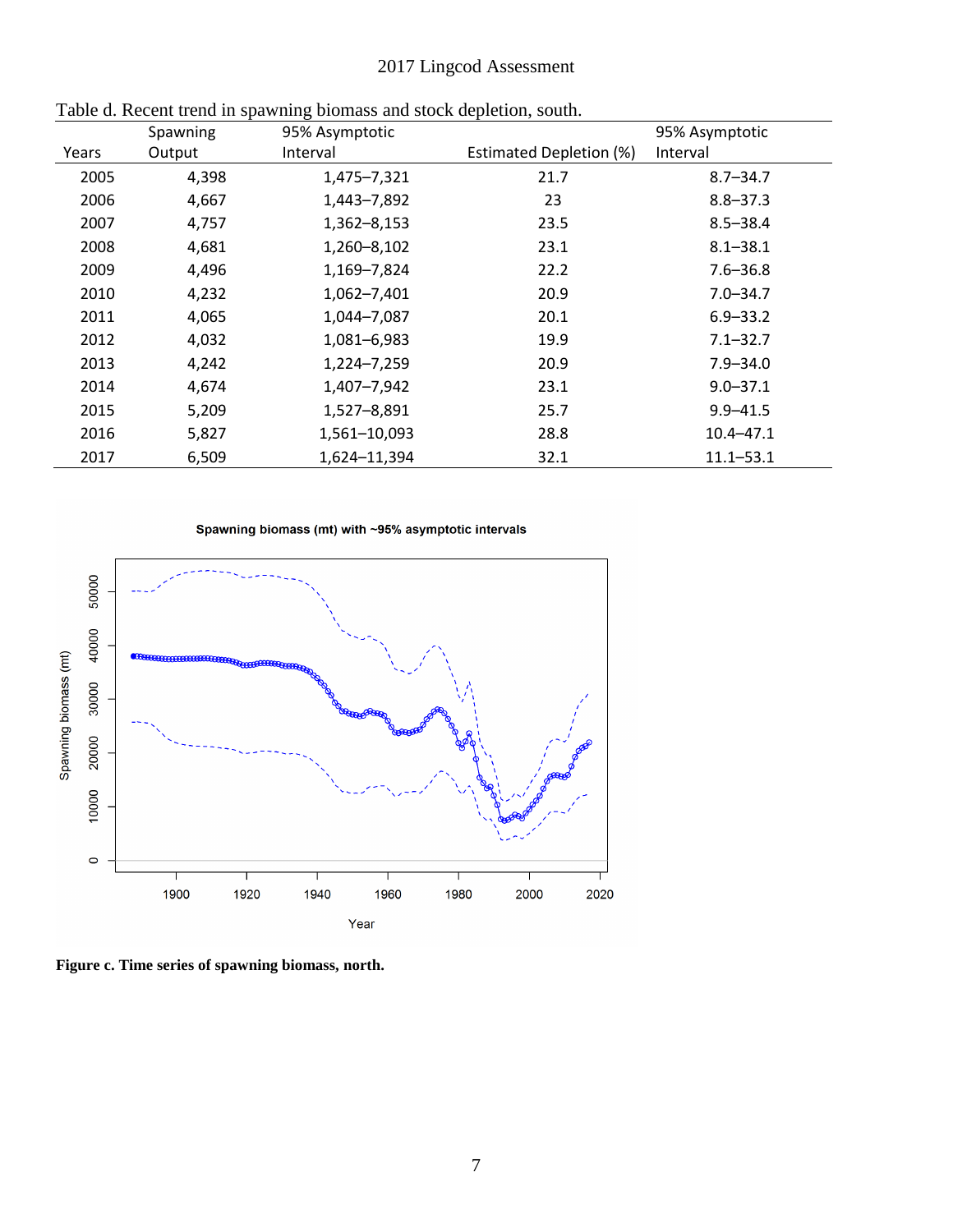Table d. Recent trend in spawning biomass and stock depletion, south.

| Years | Spawning Output | 95% Asymptotic Interval | Estimated Depletion (%) | 95% Asymptotic Interval |
|---|---|---|---|---|
| 2005 | 4,398 | 1,475–7,321 | 21.7 | 8.7–34.7 |
| 2006 | 4,667 | 1,443–7,892 | 23 | 8.8–37.3 |
| 2007 | 4,757 | 1,362–8,153 | 23.5 | 8.5–38.4 |
| 2008 | 4,681 | 1,260–8,102 | 23.1 | 8.1–38.1 |
| 2009 | 4,496 | 1,169–7,824 | 22.2 | 7.6–36.8 |
| 2010 | 4,232 | 1,062–7,401 | 20.9 | 7.0–34.7 |
| 2011 | 4,065 | 1,044–7,087 | 20.1 | 6.9–33.2 |
| 2012 | 4,032 | 1,081–6,983 | 19.9 | 7.1–32.7 |
| 2013 | 4,242 | 1,224–7,259 | 20.9 | 7.9–34.0 |
| 2014 | 4,674 | 1,407–7,942 | 23.1 | 9.0–37.1 |
| 2015 | 5,209 | 1,527–8,891 | 25.7 | 9.9–41.5 |
| 2016 | 5,827 | 1,561–10,093 | 28.8 | 10.4–47.1 |
| 2017 | 6,509 | 1,624–11,394 | 32.1 | 11.1–53.1 |

**Figure c. Time series of spawning biomass, north.**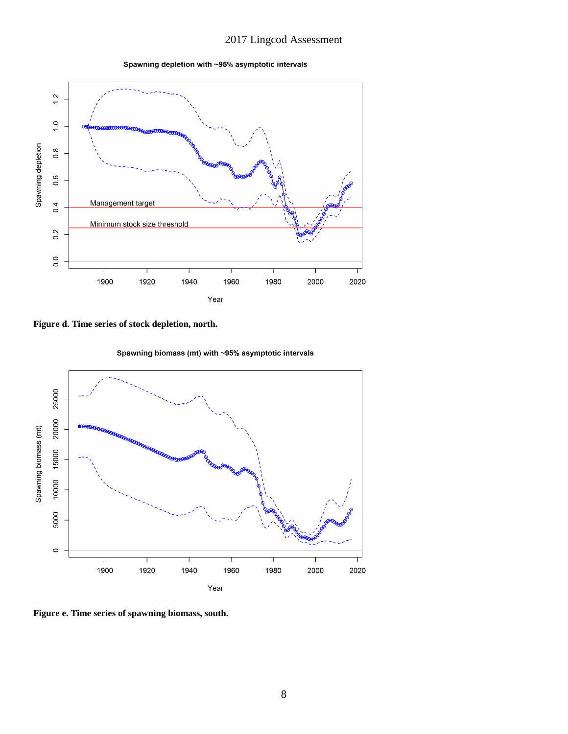Figure d. Time series of stock depletion, north.

Figure e. Time series of spawning biomass, south.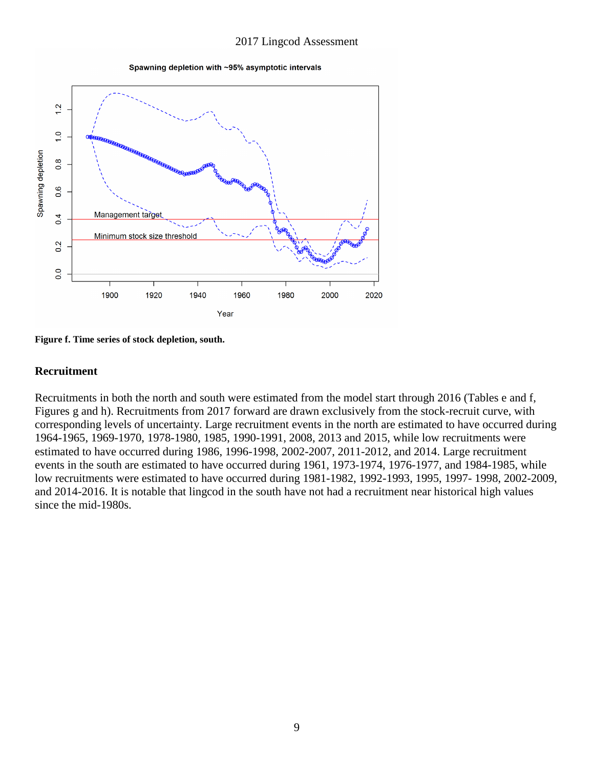**Figure f. Time series of stock depletion, south.**

## Recruitment

Recruitments in both the north and south were estimated from the model start through 2016 (Tables e and f, Figures g and h). Recruitments from 2017 forward are drawn exclusively from the stock-recruit curve, with corresponding levels of uncertainty. Large recruitment events in the north are estimated to have occurred during 1964-1965, 1969-1970, 1978-1980, 1985, 1990-1991, 2008, 2013 and 2015, while low recruitments were estimated to have occurred during 1986, 1996-1998, 2002-2007, 2011-2012, and 2014. Large recruitment events in the south are estimated to have occurred during 1961, 1973-1974, 1976-1977, and 1984-1985, while low recruitments were estimated to have occurred during 1981-1982, 1992-1993, 1995, 1997- 1998, 2002-2009, and 2014-2016. It is notable that lingcod in the south have not had a recruitment near historical high values since the mid-1980s.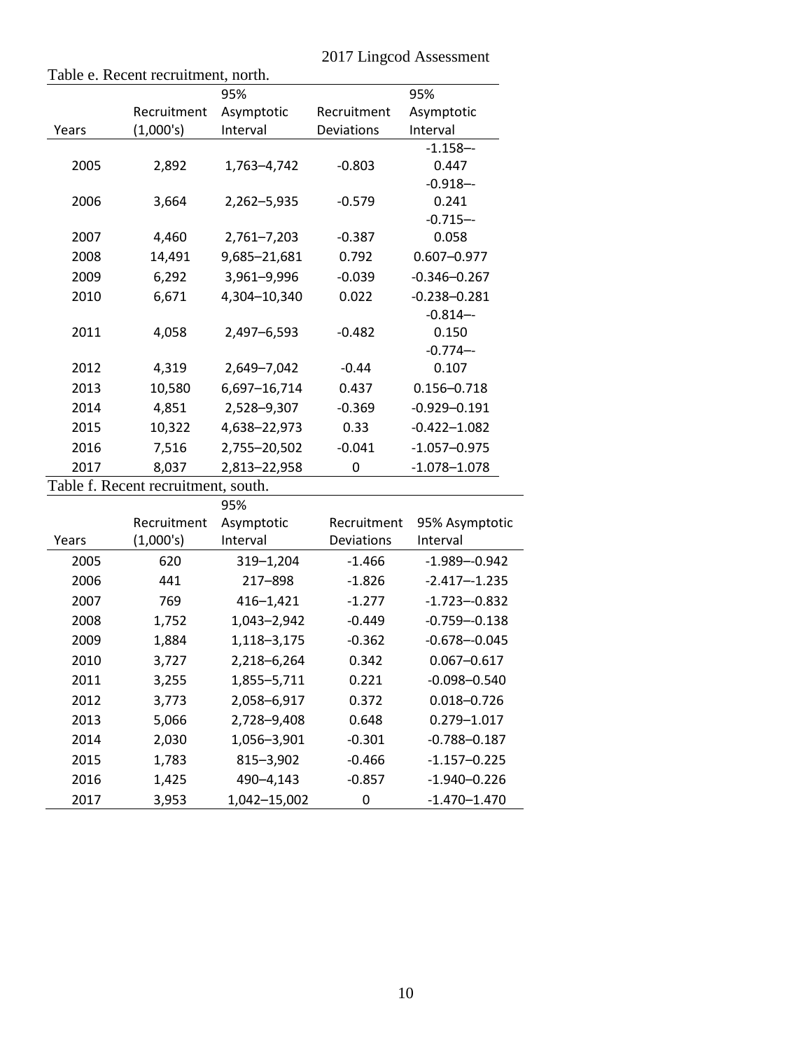Table e. Recent recruitment, north.

| Years | Recruitment (1,000's) | 95% Asymptotic Interval | Recruitment Deviations | 95% Asymptotic Interval |
|---|---|---|---|---|
| 2005 | 2,892 | 1,763–4,742 | -0.803 | -1.158–-0.447 |
| 2006 | 3,664 | 2,262–5,935 | -0.579 | -0.918–-0.241 |
| 2007 | 4,460 | 2,761–7,203 | -0.387 | -0.715–-0.058 |
| 2008 | 14,491 | 9,685–21,681 | 0.792 | 0.607–0.977 |
| 2009 | 6,292 | 3,961–9,996 | -0.039 | -0.346–0.267 |
| 2010 | 6,671 | 4,304–10,340 | 0.022 | -0.238–0.281 |
| 2011 | 4,058 | 2,497–6,593 | -0.482 | -0.814–-0.150 |
| 2012 | 4,319 | 2,649–7,042 | -0.44 | -0.774–-0.107 |
| 2013 | 10,580 | 6,697–16,714 | 0.437 | 0.156–0.718 |
| 2014 | 4,851 | 2,528–9,307 | -0.369 | -0.929–0.191 |
| 2015 | 10,322 | 4,638–22,973 | 0.33 | -0.422–1.082 |
| 2016 | 7,516 | 2,755–20,502 | -0.041 | -1.057–0.975 |
| 2017 | 8,037 | 2,813–22,958 | 0 | -1.078–1.078 |

Table f. Recent recruitment, south.

| Years | Recruitment (1,000's) | 95% Asymptotic Interval | Recruitment Deviations | 95% Asymptotic Interval |
|---|---|---|---|---|
| 2005 | 620 | 319–1,204 | -1.466 | -1.989–-0.942 |
| 2006 | 441 | 217–898 | -1.826 | -2.417–-1.235 |
| 2007 | 769 | 416–1,421 | -1.277 | -1.723–-0.832 |
| 2008 | 1,752 | 1,043–2,942 | -0.449 | -0.759–-0.138 |
| 2009 | 1,884 | 1,118–3,175 | -0.362 | -0.678–-0.045 |
| 2010 | 3,727 | 2,218–6,264 | 0.342 | 0.067–0.617 |
| 2011 | 3,255 | 1,855–5,711 | 0.221 | -0.098–0.540 |
| 2012 | 3,773 | 2,058–6,917 | 0.372 | 0.018–0.726 |
| 2013 | 5,066 | 2,728–9,408 | 0.648 | 0.279–1.017 |
| 2014 | 2,030 | 1,056–3,901 | -0.301 | -0.788–0.187 |
| 2015 | 1,783 | 815–3,902 | -0.466 | -1.157–0.225 |
| 2016 | 1,425 | 490–4,143 | -0.857 | -1.940–0.226 |
| 2017 | 3,953 | 1,042–15,002 | 0 | -1.470–1.470 |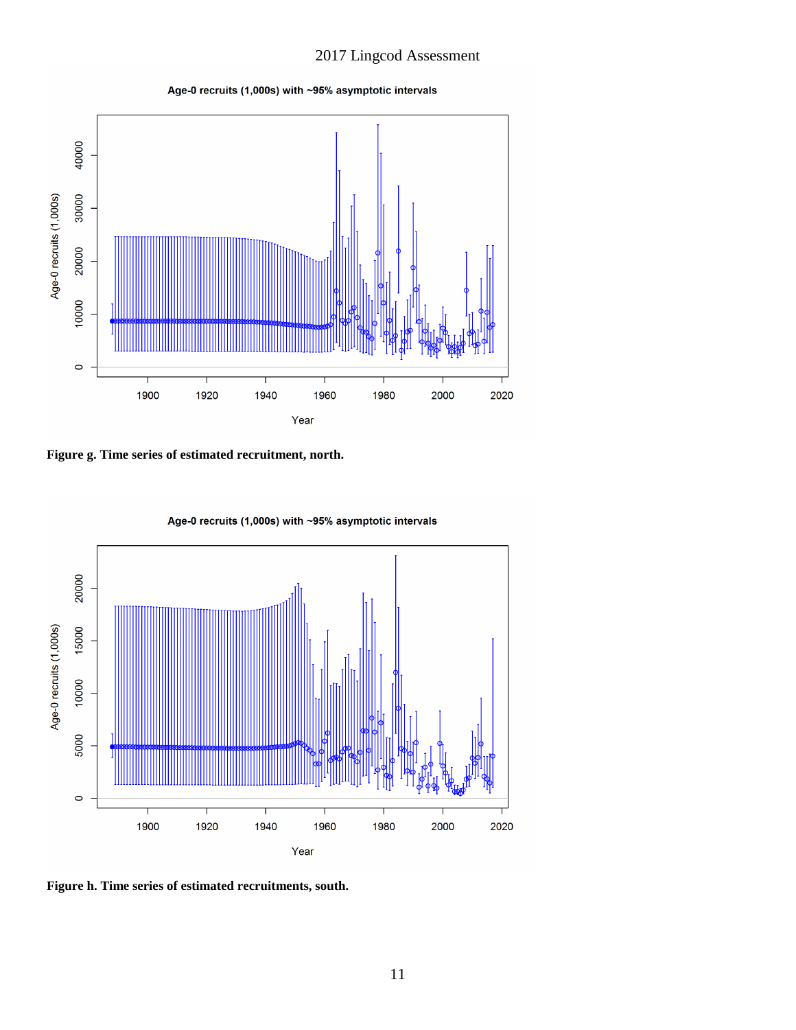Figure g. Time series of estimated recruitment, north.

Figure h. Time series of estimated recruitments, south.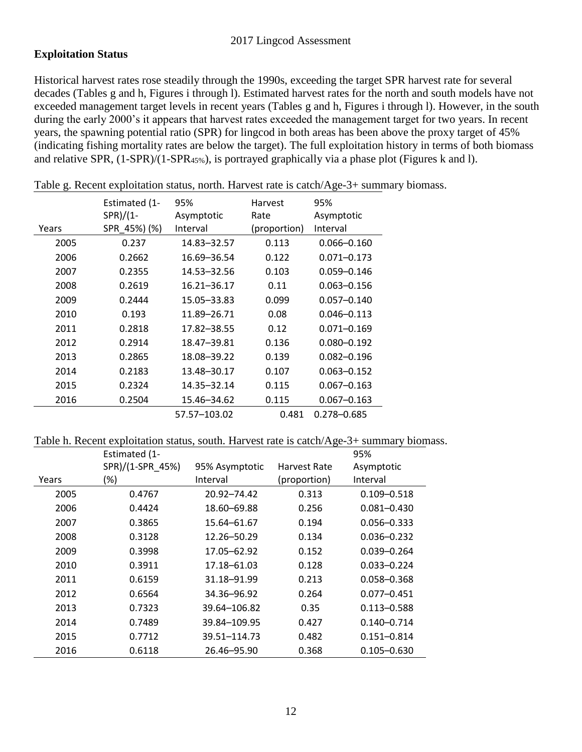## Exploitation Status

Historical harvest rates rose steadily through the 1990s, exceeding the target SPR harvest rate for several decades (Tables g and h, Figures i through l). Estimated harvest rates for the north and south models have not exceeded management target levels in recent years (Tables g and h, Figures i through l). However, in the south during the early 2000's it appears that harvest rates exceeded the management target for two years. In recent years, the spawning potential ratio (SPR) for lingcod in both areas has been above the proxy target of 45% (indicating fishing mortality rates are below the target). The full exploitation history in terms of both biomass and relative SPR, $(1\text{-SPR})/(1\text{-SPR}_{45\%})$, is portrayed graphically via a phase plot (Figures k and l).

Table g. Recent exploitation status, north. Harvest rate is catch/Age-3+ summary biomass.

| Years | Estimated (1-SPR)/(1-SPR_45%) (%) | 95% Asymptotic Interval | Harvest Rate (proportion) | 95% Asymptotic Interval |
|---|---|---|---|---|
| 2005 | 0.237 | 14.83–32.57 | 0.113 | 0.066–0.160 |
| 2006 | 0.2662 | 16.69–36.54 | 0.122 | 0.071–0.173 |
| 2007 | 0.2355 | 14.53–32.56 | 0.103 | 0.059–0.146 |
| 2008 | 0.2619 | 16.21–36.17 | 0.11 | 0.063–0.156 |
| 2009 | 0.2444 | 15.05–33.83 | 0.099 | 0.057–0.140 |
| 2010 | 0.193 | 11.89–26.71 | 0.08 | 0.046–0.113 |
| 2011 | 0.2818 | 17.82–38.55 | 0.12 | 0.071–0.169 |
| 2012 | 0.2914 | 18.47–39.81 | 0.136 | 0.080–0.192 |
| 2013 | 0.2865 | 18.08–39.22 | 0.139 | 0.082–0.196 |
| 2014 | 0.2183 | 13.48–30.17 | 0.107 | 0.063–0.152 |
| 2015 | 0.2324 | 14.35–32.14 | 0.115 | 0.067–0.163 |
| 2016 | 0.2504 | 15.46–34.62 | 0.115 | 0.067–0.163 |
| | | 57.57–103.02 | 0.481 | 0.278–0.685 |

Table h. Recent exploitation status, south. Harvest rate is catch/Age-3+ summary biomass.

| Years | Estimated (1-SPR)/(1-SPR_45%) (%) | 95% Asymptotic Interval | Harvest Rate (proportion) | 95% Asymptotic Interval |
|---|---|---|---|---|
| 2005 | 0.4767 | 20.92–74.42 | 0.313 | 0.109–0.518 |
| 2006 | 0.4424 | 18.60–69.88 | 0.256 | 0.081–0.430 |
| 2007 | 0.3865 | 15.64–61.67 | 0.194 | 0.056–0.333 |
| 2008 | 0.3128 | 12.26–50.29 | 0.134 | 0.036–0.232 |
| 2009 | 0.3998 | 17.05–62.92 | 0.152 | 0.039–0.264 |
| 2010 | 0.3911 | 17.18–61.03 | 0.128 | 0.033–0.224 |
| 2011 | 0.6159 | 31.18–91.99 | 0.213 | 0.058–0.368 |
| 2012 | 0.6564 | 34.36–96.92 | 0.264 | 0.077–0.451 |
| 2013 | 0.7323 | 39.64–106.82 | 0.35 | 0.113–0.588 |
| 2014 | 0.7489 | 39.84–109.95 | 0.427 | 0.140–0.714 |
| 2015 | 0.7712 | 39.51–114.73 | 0.482 | 0.151–0.814 |
| 2016 | 0.6118 | 26.46–95.90 | 0.368 | 0.105–0.630 |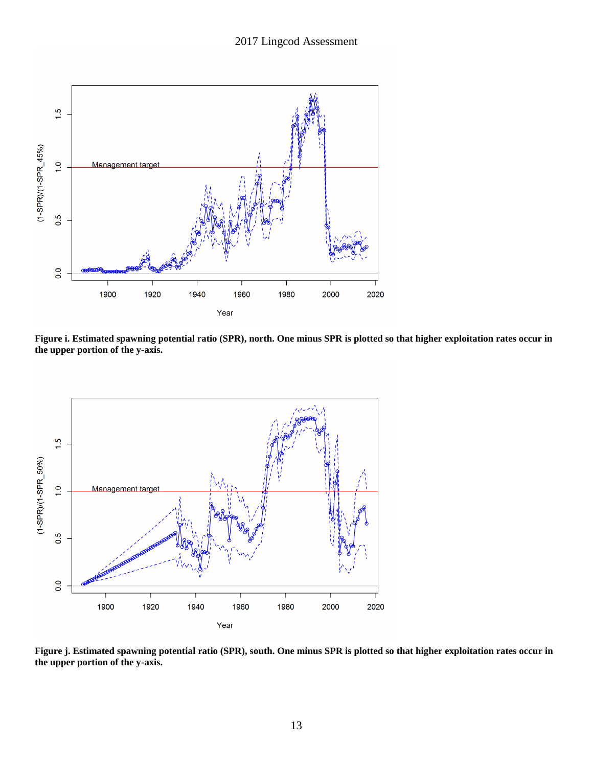**Figure i. Estimated spawning potential ratio (SPR), north. One minus SPR is plotted so that higher exploitation rates occur in the upper portion of the y-axis.**

**Figure j. Estimated spawning potential ratio (SPR), south. One minus SPR is plotted so that higher exploitation rates occur in the upper portion of the y-axis.**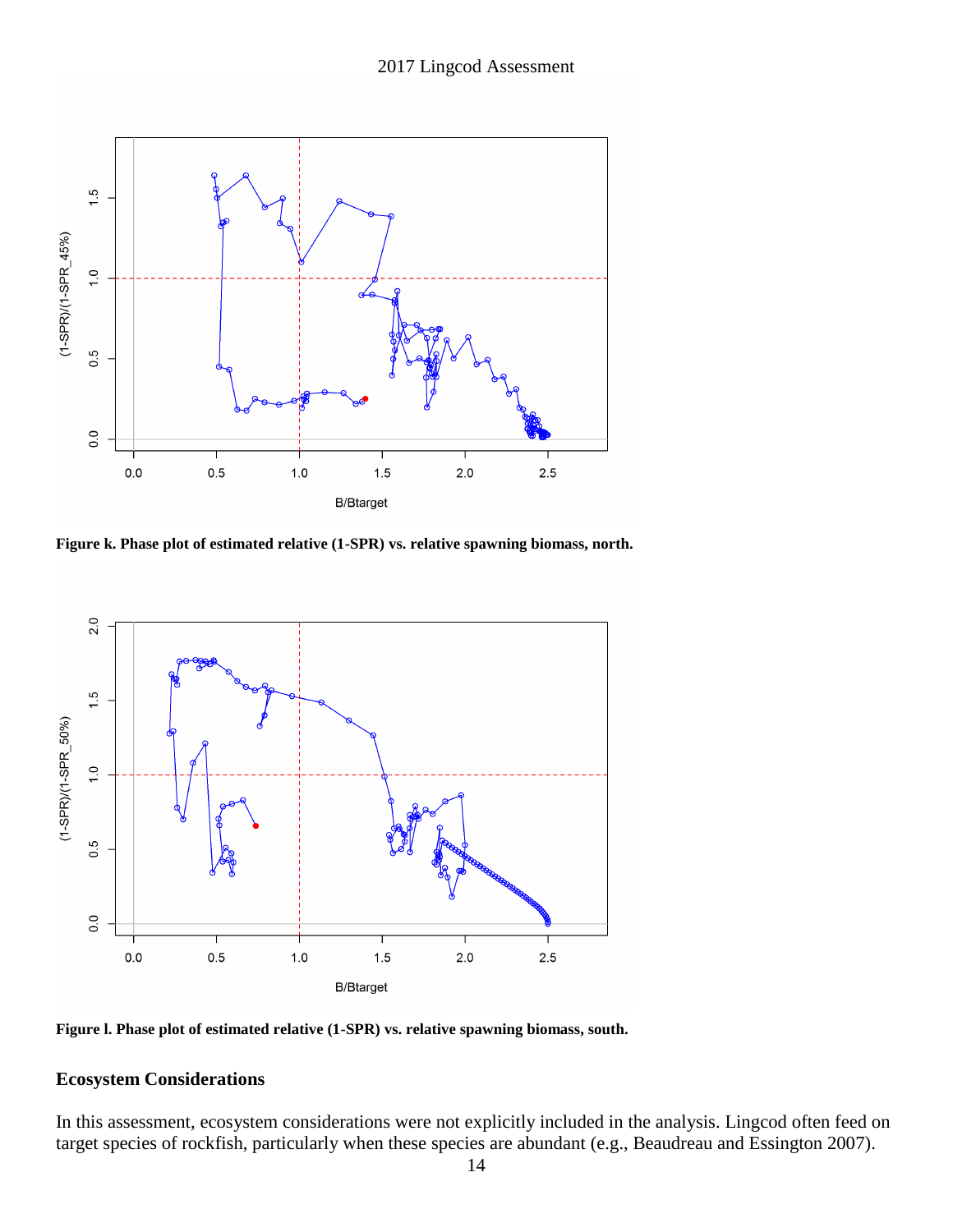Figure k. Phase plot of estimated relative (1-SPR) vs. relative spawning biomass, north.

Figure l. Phase plot of estimated relative (1-SPR) vs. relative spawning biomass, south.

## Ecosystem Considerations

In this assessment, ecosystem considerations were not explicitly included in the analysis. Lingcod often feed on target species of rockfish, particularly when these species are abundant (e.g., Beaudreau and Essington 2007).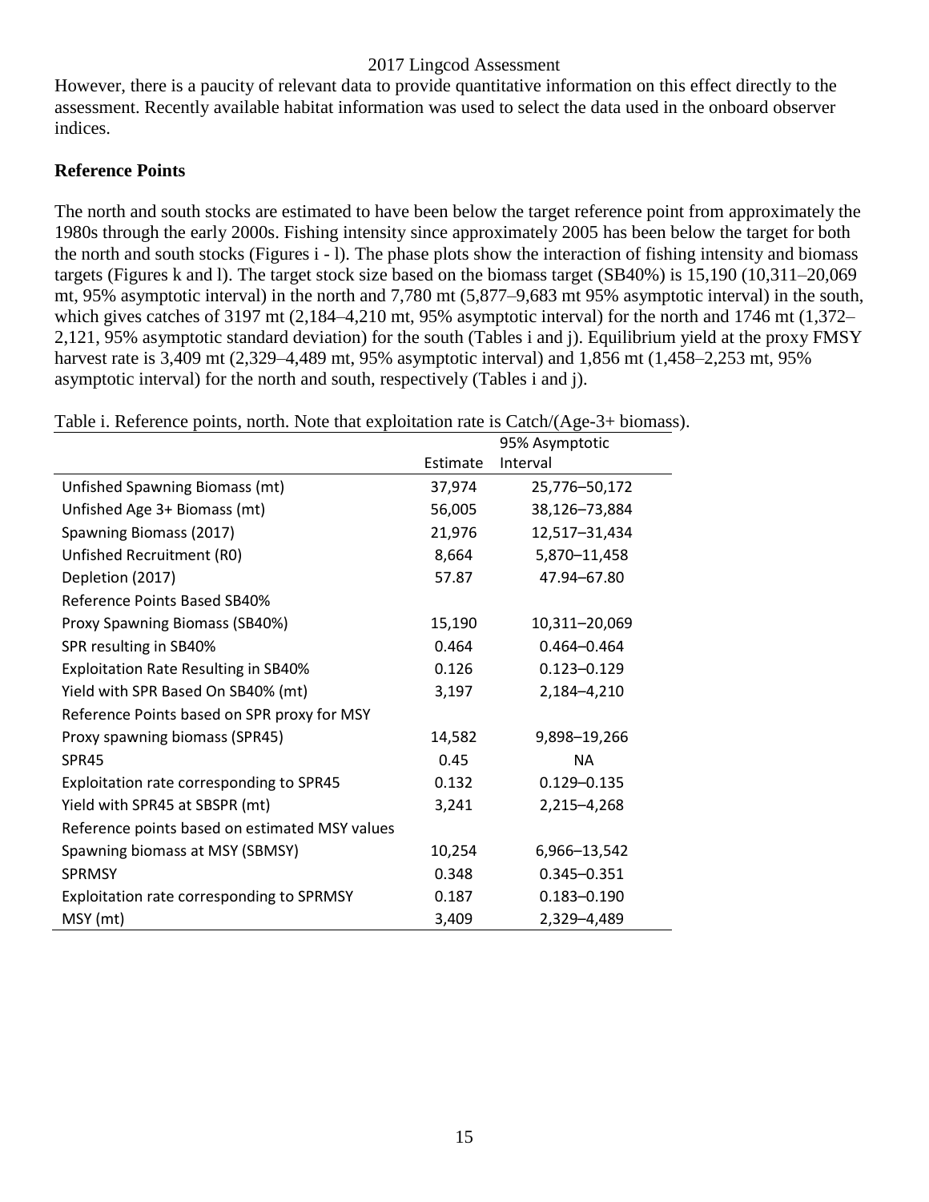However, there is a paucity of relevant data to provide quantitative information on this effect directly to the assessment. Recently available habitat information was used to select the data used in the onboard observer indices.

## Reference Points

The north and south stocks are estimated to have been below the target reference point from approximately the 1980s through the early 2000s. Fishing intensity since approximately 2005 has been below the target for both the north and south stocks (Figures i - l). The phase plots show the interaction of fishing intensity and biomass targets (Figures k and l). The target stock size based on the biomass target (SB40%) is 15,190 (10,311–20,069 mt, 95% asymptotic interval) in the north and 7,780 mt (5,877–9,683 mt 95% asymptotic interval) in the south, which gives catches of 3197 mt (2,184–4,210 mt, 95% asymptotic interval) for the north and 1746 mt (1,372–2,121, 95% asymptotic standard deviation) for the south (Tables i and j). Equilibrium yield at the proxy FMSY harvest rate is 3,409 mt (2,329–4,489 mt, 95% asymptotic interval) and 1,856 mt (1,458–2,253 mt, 95% asymptotic interval) for the north and south, respectively (Tables i and j).

Table i. Reference points, north. Note that exploitation rate is Catch/(Age-3+ biomass).

| | Estimate | 95% Asymptotic Interval |
|---|---|---|
| Unfished Spawning Biomass (mt) | 37,974 | 25,776–50,172 |
| Unfished Age 3+ Biomass (mt) | 56,005 | 38,126–73,884 |
| Spawning Biomass (2017) | 21,976 | 12,517–31,434 |
| Unfished Recruitment (R0) | 8,664 | 5,870–11,458 |
| Depletion (2017) | 57.87 | 47.94–67.80 |
| Reference Points Based SB40% | | |
| Proxy Spawning Biomass (SB40%) | 15,190 | 10,311–20,069 |
| SPR resulting in SB40% | 0.464 | 0.464–0.464 |
| Exploitation Rate Resulting in SB40% | 0.126 | 0.123–0.129 |
| Yield with SPR Based On SB40% (mt) | 3,197 | 2,184–4,210 |
| Reference Points based on SPR proxy for MSY | | |
| Proxy spawning biomass (SPR45) | 14,582 | 9,898–19,266 |
| SPR45 | 0.45 | NA |
| Exploitation rate corresponding to SPR45 | 0.132 | 0.129–0.135 |
| Yield with SPR45 at SBSPR (mt) | 3,241 | 2,215–4,268 |
| Reference points based on estimated MSY values | | |
| Spawning biomass at MSY (SBMSY) | 10,254 | 6,966–13,542 |
| SPRMSY | 0.348 | 0.345–0.351 |
| Exploitation rate corresponding to SPRMSY | 0.187 | 0.183–0.190 |
| MSY (mt) | 3,409 | 2,329–4,489 |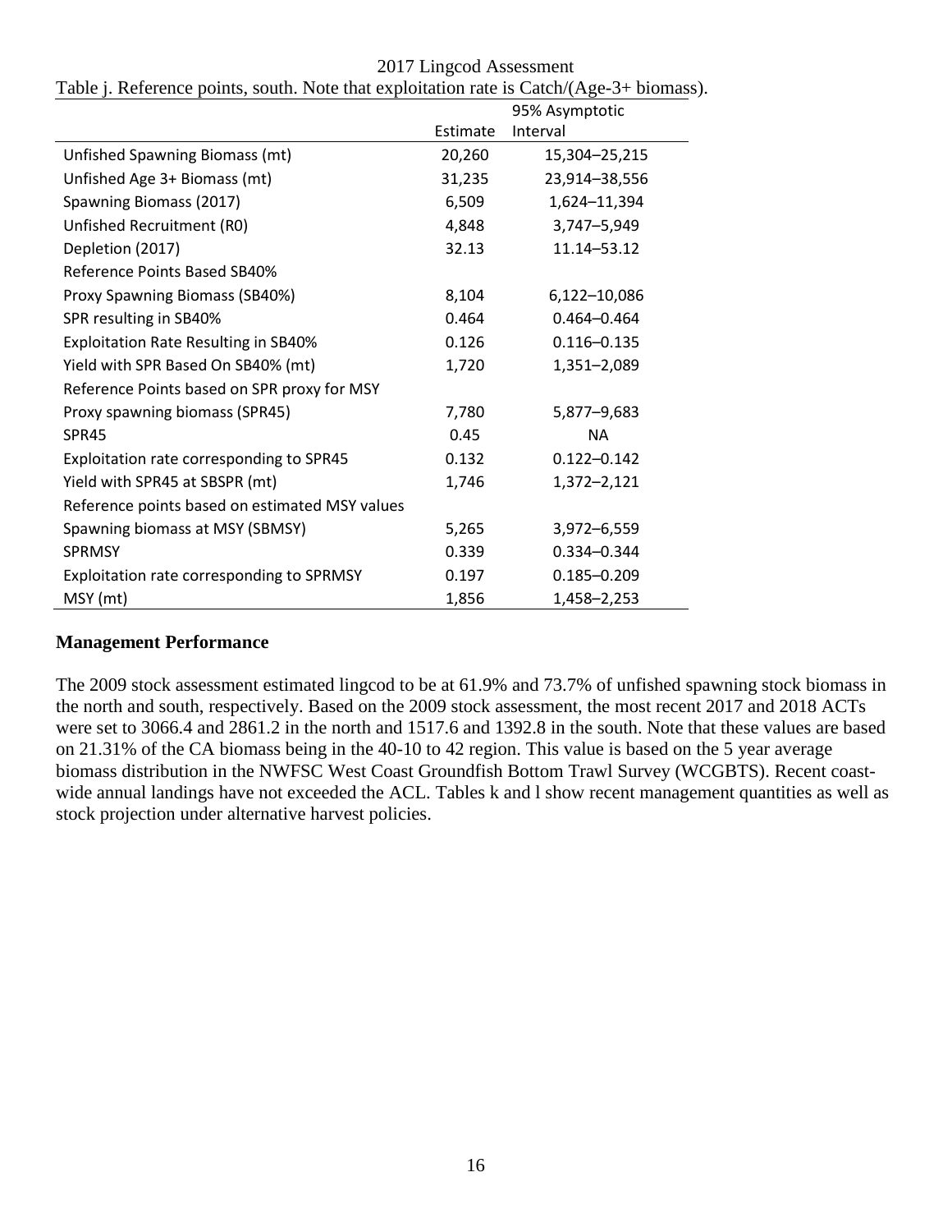Table j. Reference points, south. Note that exploitation rate is Catch/(Age-3+ biomass).

| | Estimate | 95% Asymptotic Interval |
|---|---|---|
| Unfished Spawning Biomass (mt) | 20,260 | 15,304–25,215 |
| Unfished Age 3+ Biomass (mt) | 31,235 | 23,914–38,556 |
| Spawning Biomass (2017) | 6,509 | 1,624–11,394 |
| Unfished Recruitment (R0) | 4,848 | 3,747–5,949 |
| Depletion (2017) | 32.13 | 11.14–53.12 |
| Reference Points Based SB40% | | |
| Proxy Spawning Biomass (SB40%) | 8,104 | 6,122–10,086 |
| SPR resulting in SB40% | 0.464 | 0.464–0.464 |
| Exploitation Rate Resulting in SB40% | 0.126 | 0.116–0.135 |
| Yield with SPR Based On SB40% (mt) | 1,720 | 1,351–2,089 |
| Reference Points based on SPR proxy for MSY | | |
| Proxy spawning biomass (SPR45) | 7,780 | 5,877–9,683 |
| SPR45 | 0.45 | NA |
| Exploitation rate corresponding to SPR45 | 0.132 | 0.122–0.142 |
| Yield with SPR45 at SBSPR (mt) | 1,746 | 1,372–2,121 |
| Reference points based on estimated MSY values | | |
| Spawning biomass at MSY (SBMSY) | 5,265 | 3,972–6,559 |
| SPRMSY | 0.339 | 0.334–0.344 |
| Exploitation rate corresponding to SPRMSY | 0.197 | 0.185–0.209 |
| MSY (mt) | 1,856 | 1,458–2,253 |

## Management Performance

The 2009 stock assessment estimated lingcod to be at 61.9% and 73.7% of unfished spawning stock biomass in the north and south, respectively. Based on the 2009 stock assessment, the most recent 2017 and 2018 ACTs were set to 3066.4 and 2861.2 in the north and 1517.6 and 1392.8 in the south. Note that these values are based on 21.31% of the CA biomass being in the 40-10 to 42 region. This value is based on the 5 year average biomass distribution in the NWFSC West Coast Groundfish Bottom Trawl Survey (WCGBTS). Recent coast-wide annual landings have not exceeded the ACL. Tables k and l show recent management quantities as well as stock projection under alternative harvest policies.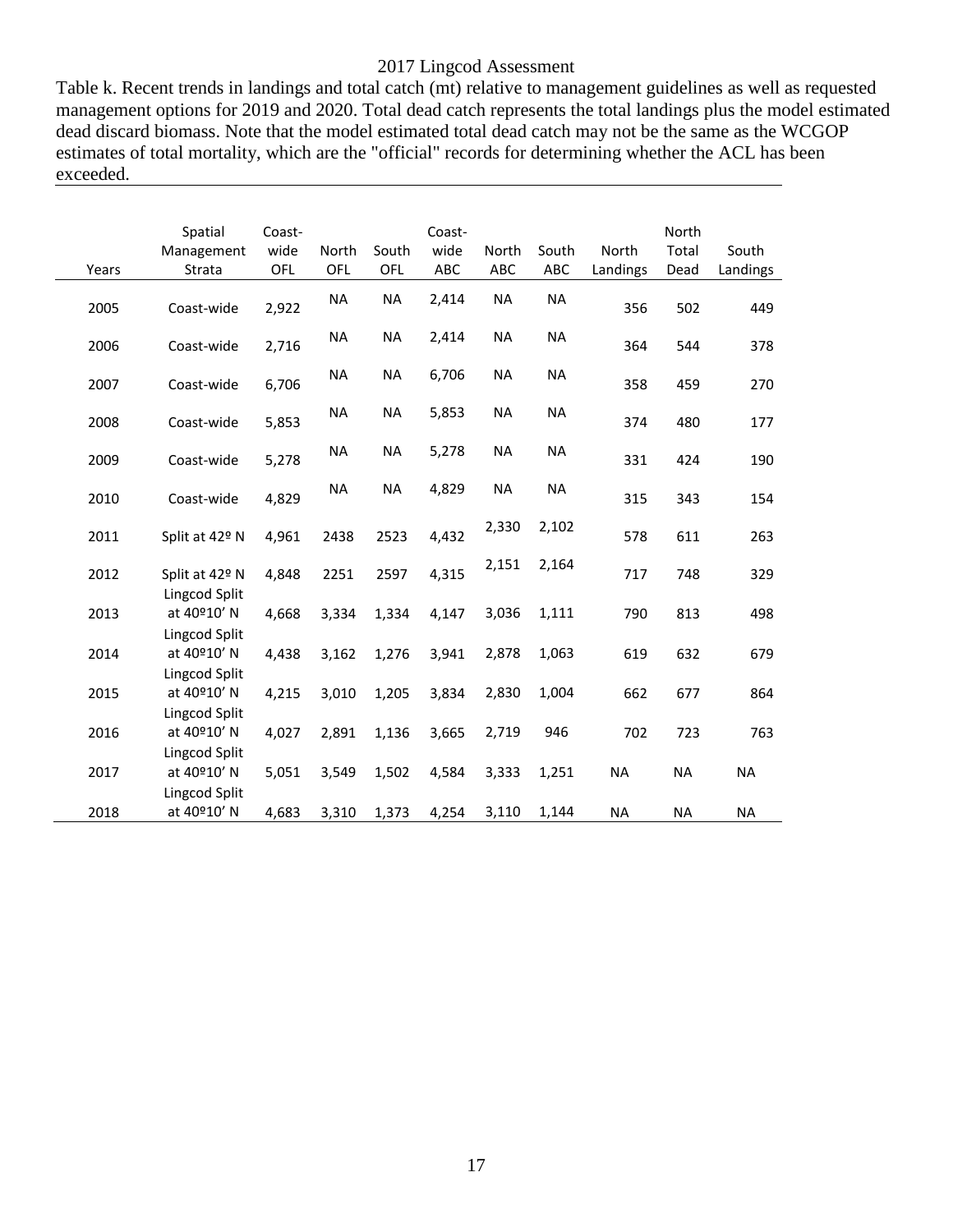Table k. Recent trends in landings and total catch (mt) relative to management guidelines as well as requested management options for 2019 and 2020. Total dead catch represents the total landings plus the model estimated dead discard biomass. Note that the model estimated total dead catch may not be the same as the WCGOP estimates of total mortality, which are the "official" records for determining whether the ACL has been exceeded.

| Years | Spatial Management Strata | Coast-wide OFL | North OFL | South OFL | Coast-wide ABC | North ABC | South ABC | North Landings | North Total Dead | South Landings |
|---|---|---|---|---|---|---|---|---|---|---|
| 2005 | Coast-wide | 2,922 | NA | NA | 2,414 | NA | NA | 356 | 502 | 449 |
| 2006 | Coast-wide | 2,716 | NA | NA | 2,414 | NA | NA | 364 | 544 | 378 |
| 2007 | Coast-wide | 6,706 | NA | NA | 6,706 | NA | NA | 358 | 459 | 270 |
| 2008 | Coast-wide | 5,853 | NA | NA | 5,853 | NA | NA | 374 | 480 | 177 |
| 2009 | Coast-wide | 5,278 | NA | NA | 5,278 | NA | NA | 331 | 424 | 190 |
| 2010 | Coast-wide | 4,829 | NA | NA | 4,829 | NA | NA | 315 | 343 | 154 |
| 2011 | Split at 42º N | 4,961 | 2438 | 2523 | 4,432 | 2,330 | 2,102 | 578 | 611 | 263 |
| 2012 | Split at 42º N | 4,848 | 2251 | 2597 | 4,315 | 2,151 | 2,164 | 717 | 748 | 329 |
| 2013 | Lingcod Split at 40º10′ N | 4,668 | 3,334 | 1,334 | 4,147 | 3,036 | 1,111 | 790 | 813 | 498 |
| 2014 | Lingcod Split at 40º10′ N | 4,438 | 3,162 | 1,276 | 3,941 | 2,878 | 1,063 | 619 | 632 | 679 |
| 2015 | Lingcod Split at 40º10′ N | 4,215 | 3,010 | 1,205 | 3,834 | 2,830 | 1,004 | 662 | 677 | 864 |
| 2016 | Lingcod Split at 40º10′ N | 4,027 | 2,891 | 1,136 | 3,665 | 2,719 | 946 | 702 | 723 | 763 |
| 2017 | Lingcod Split at 40º10′ N | 5,051 | 3,549 | 1,502 | 4,584 | 3,333 | 1,251 | NA | NA | NA |
| 2018 | Lingcod Split at 40º10′ N | 4,683 | 3,310 | 1,373 | 4,254 | 3,110 | 1,144 | NA | NA | NA |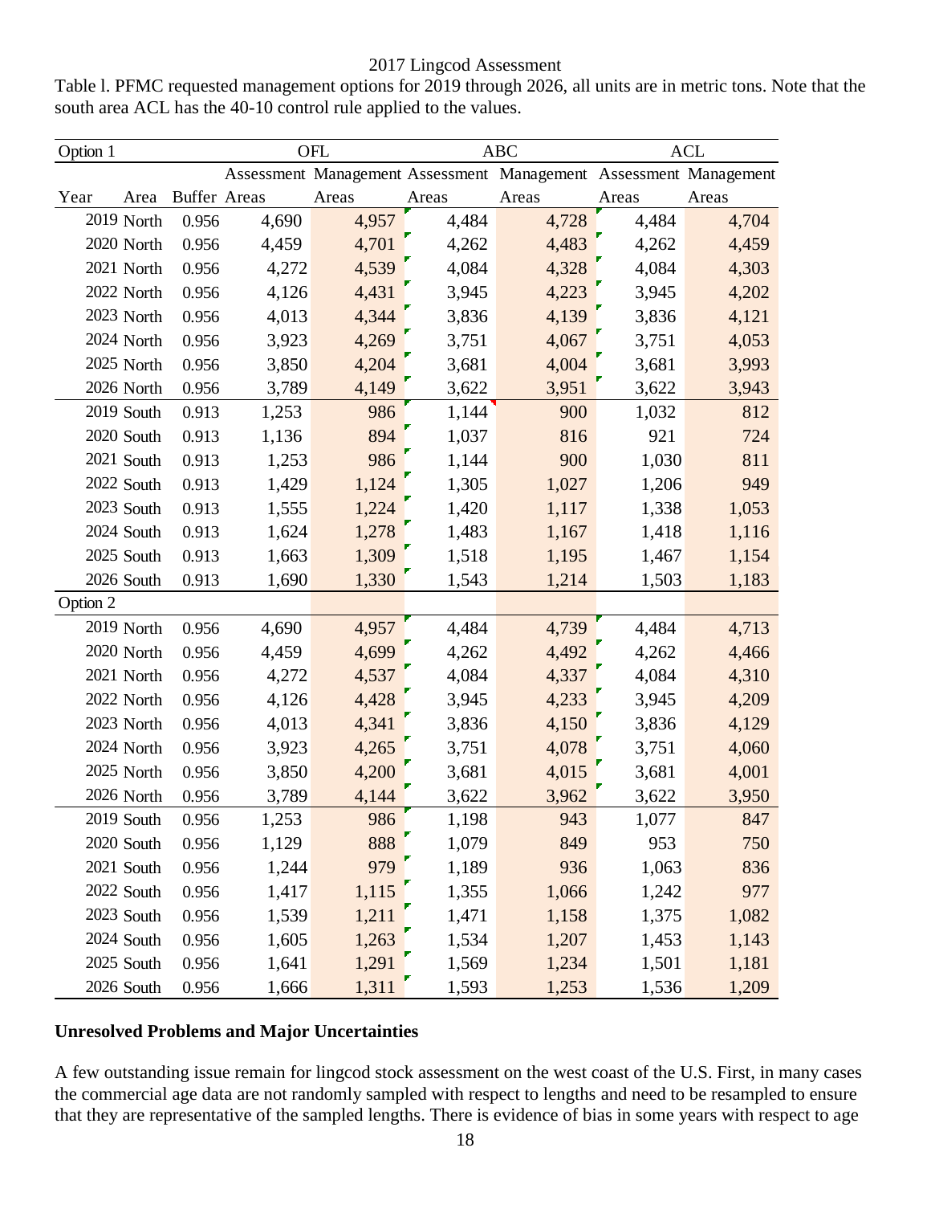Table l. PFMC requested management options for 2019 through 2026, all units are in metric tons. Note that the south area ACL has the 40-10 control rule applied to the values.

| Option 1 | | | OFL | | ABC | | ACL | |
|---|---|---|---|---|---|---|---|---|
| | | | Assessment | Management | Assessment | Management | Assessment | Management |
| Year | Area | Buffer | Areas | Areas | Areas | Areas | Areas | Areas |
| 2019 | North | 0.956 | 4,690 | 4,957 | 4,484 | 4,728 | 4,484 | 4,704 |
| 2020 | North | 0.956 | 4,459 | 4,701 | 4,262 | 4,483 | 4,262 | 4,459 |
| 2021 | North | 0.956 | 4,272 | 4,539 | 4,084 | 4,328 | 4,084 | 4,303 |
| 2022 | North | 0.956 | 4,126 | 4,431 | 3,945 | 4,223 | 3,945 | 4,202 |
| 2023 | North | 0.956 | 4,013 | 4,344 | 3,836 | 4,139 | 3,836 | 4,121 |
| 2024 | North | 0.956 | 3,923 | 4,269 | 3,751 | 4,067 | 3,751 | 4,053 |
| 2025 | North | 0.956 | 3,850 | 4,204 | 3,681 | 4,004 | 3,681 | 3,993 |
| 2026 | North | 0.956 | 3,789 | 4,149 | 3,622 | 3,951 | 3,622 | 3,943 |
| 2019 | South | 0.913 | 1,253 | 986 | 1,144 | 900 | 1,032 | 812 |
| 2020 | South | 0.913 | 1,136 | 894 | 1,037 | 816 | 921 | 724 |
| 2021 | South | 0.913 | 1,253 | 986 | 1,144 | 900 | 1,030 | 811 |
| 2022 | South | 0.913 | 1,429 | 1,124 | 1,305 | 1,027 | 1,206 | 949 |
| 2023 | South | 0.913 | 1,555 | 1,224 | 1,420 | 1,117 | 1,338 | 1,053 |
| 2024 | South | 0.913 | 1,624 | 1,278 | 1,483 | 1,167 | 1,418 | 1,116 |
| 2025 | South | 0.913 | 1,663 | 1,309 | 1,518 | 1,195 | 1,467 | 1,154 |
| 2026 | South | 0.913 | 1,690 | 1,330 | 1,543 | 1,214 | 1,503 | 1,183 |
| Option 2 | | | | | | | | |
| 2019 | North | 0.956 | 4,690 | 4,957 | 4,484 | 4,739 | 4,484 | 4,713 |
| 2020 | North | 0.956 | 4,459 | 4,699 | 4,262 | 4,492 | 4,262 | 4,466 |
| 2021 | North | 0.956 | 4,272 | 4,537 | 4,084 | 4,337 | 4,084 | 4,310 |
| 2022 | North | 0.956 | 4,126 | 4,428 | 3,945 | 4,233 | 3,945 | 4,209 |
| 2023 | North | 0.956 | 4,013 | 4,341 | 3,836 | 4,150 | 3,836 | 4,129 |
| 2024 | North | 0.956 | 3,923 | 4,265 | 3,751 | 4,078 | 3,751 | 4,060 |
| 2025 | North | 0.956 | 3,850 | 4,200 | 3,681 | 4,015 | 3,681 | 4,001 |
| 2026 | North | 0.956 | 3,789 | 4,144 | 3,622 | 3,962 | 3,622 | 3,950 |
| 2019 | South | 0.956 | 1,253 | 986 | 1,198 | 943 | 1,077 | 847 |
| 2020 | South | 0.956 | 1,129 | 888 | 1,079 | 849 | 953 | 750 |
| 2021 | South | 0.956 | 1,244 | 979 | 1,189 | 936 | 1,063 | 836 |
| 2022 | South | 0.956 | 1,417 | 1,115 | 1,355 | 1,066 | 1,242 | 977 |
| 2023 | South | 0.956 | 1,539 | 1,211 | 1,471 | 1,158 | 1,375 | 1,082 |
| 2024 | South | 0.956 | 1,605 | 1,263 | 1,534 | 1,207 | 1,453 | 1,143 |
| 2025 | South | 0.956 | 1,641 | 1,291 | 1,569 | 1,234 | 1,501 | 1,181 |
| 2026 | South | 0.956 | 1,666 | 1,311 | 1,593 | 1,253 | 1,536 | 1,209 |

**Unresolved Problems and Major Uncertainties**

A few outstanding issue remain for lingcod stock assessment on the west coast of the U.S. First, in many cases the commercial age data are not randomly sampled with respect to lengths and need to be resampled to ensure that they are representative of the sampled lengths. There is evidence of bias in some years with respect to age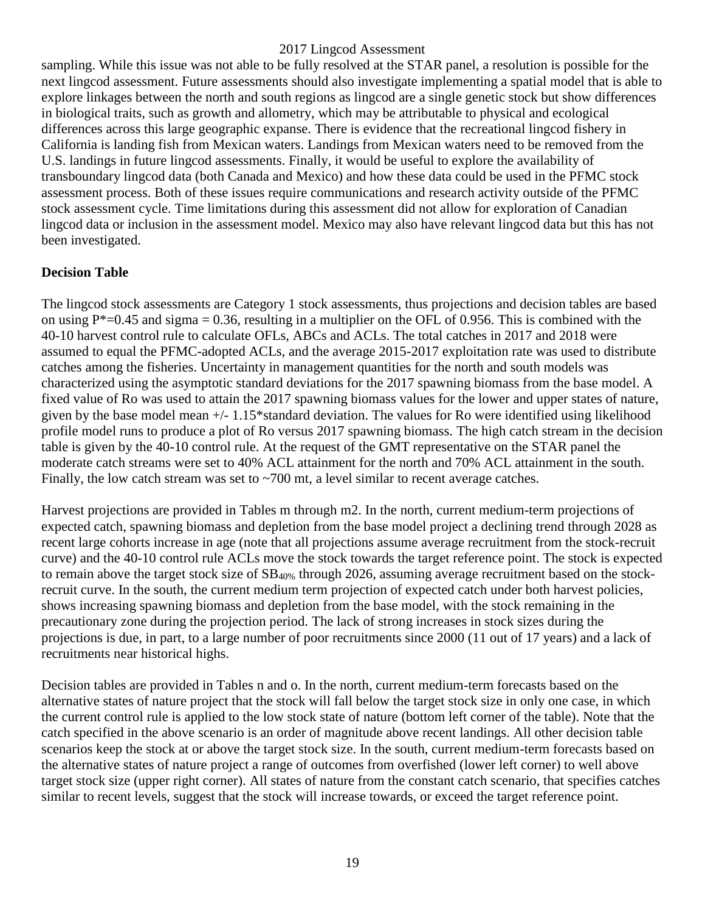sampling. While this issue was not able to be fully resolved at the STAR panel, a resolution is possible for the next lingcod assessment. Future assessments should also investigate implementing a spatial model that is able to explore linkages between the north and south regions as lingcod are a single genetic stock but show differences in biological traits, such as growth and allometry, which may be attributable to physical and ecological differences across this large geographic expanse. There is evidence that the recreational lingcod fishery in California is landing fish from Mexican waters. Landings from Mexican waters need to be removed from the U.S. landings in future lingcod assessments. Finally, it would be useful to explore the availability of transboundary lingcod data (both Canada and Mexico) and how these data could be used in the PFMC stock assessment process. Both of these issues require communications and research activity outside of the PFMC stock assessment cycle. Time limitations during this assessment did not allow for exploration of Canadian lingcod data or inclusion in the assessment model. Mexico may also have relevant lingcod data but this has not been investigated.

## Decision Table

The lingcod stock assessments are Category 1 stock assessments, thus projections and decision tables are based on using $P^*=0.45$ and sigma = 0.36, resulting in a multiplier on the OFL of 0.956. This is combined with the 40-10 harvest control rule to calculate OFLs, ABCs and ACLs. The total catches in 2017 and 2018 were assumed to equal the PFMC-adopted ACLs, and the average 2015-2017 exploitation rate was used to distribute catches among the fisheries. Uncertainty in management quantities for the north and south models was characterized using the asymptotic standard deviations for the 2017 spawning biomass from the base model. A fixed value of Ro was used to attain the 2017 spawning biomass values for the lower and upper states of nature, given by the base model mean +/- 1.15*standard deviation. The values for Ro were identified using likelihood profile model runs to produce a plot of Ro versus 2017 spawning biomass. The high catch stream in the decision table is given by the 40-10 control rule. At the request of the GMT representative on the STAR panel the moderate catch streams were set to 40% ACL attainment for the north and 70% ACL attainment in the south. Finally, the low catch stream was set to ~700 mt, a level similar to recent average catches.

Harvest projections are provided in Tables m through m2. In the north, current medium-term projections of expected catch, spawning biomass and depletion from the base model project a declining trend through 2028 as recent large cohorts increase in age (note that all projections assume average recruitment from the stock-recruit curve) and the 40-10 control rule ACLs move the stock towards the target reference point. The stock is expected to remain above the target stock size of $SB_{40\%}$ through 2026, assuming average recruitment based on the stock-recruit curve. In the south, the current medium term projection of expected catch under both harvest policies, shows increasing spawning biomass and depletion from the base model, with the stock remaining in the precautionary zone during the projection period. The lack of strong increases in stock sizes during the projections is due, in part, to a large number of poor recruitments since 2000 (11 out of 17 years) and a lack of recruitments near historical highs.

Decision tables are provided in Tables n and o. In the north, current medium-term forecasts based on the alternative states of nature project that the stock will fall below the target stock size in only one case, in which the current control rule is applied to the low stock state of nature (bottom left corner of the table). Note that the catch specified in the above scenario is an order of magnitude above recent landings. All other decision table scenarios keep the stock at or above the target stock size. In the south, current medium-term forecasts based on the alternative states of nature project a range of outcomes from overfished (lower left corner) to well above target stock size (upper right corner). All states of nature from the constant catch scenario, that specifies catches similar to recent levels, suggest that the stock will increase towards, or exceed the target reference point.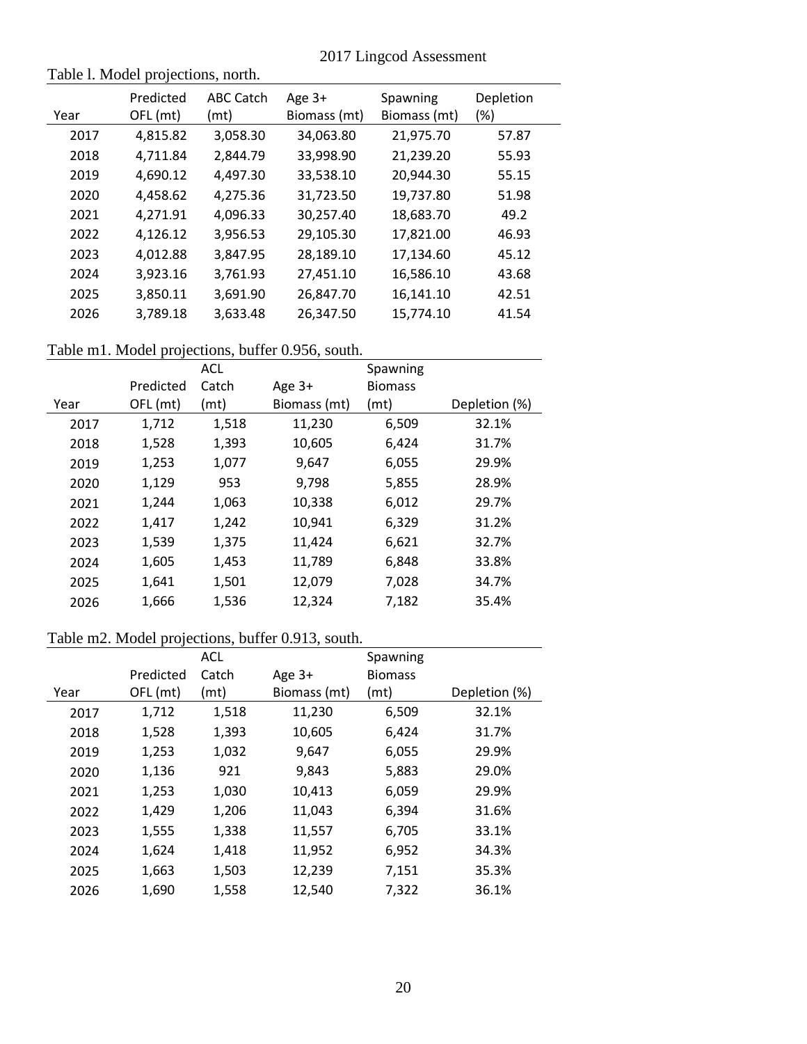Table l. Model projections, north.

| Year | Predicted OFL (mt) | ABC Catch (mt) | Age 3+ Biomass (mt) | Spawning Biomass (mt) | Depletion (%) |
|---|---|---|---|---|---|
| 2017 | 4,815.82 | 3,058.30 | 34,063.80 | 21,975.70 | 57.87 |
| 2018 | 4,711.84 | 2,844.79 | 33,998.90 | 21,239.20 | 55.93 |
| 2019 | 4,690.12 | 4,497.30 | 33,538.10 | 20,944.30 | 55.15 |
| 2020 | 4,458.62 | 4,275.36 | 31,723.50 | 19,737.80 | 51.98 |
| 2021 | 4,271.91 | 4,096.33 | 30,257.40 | 18,683.70 | 49.2 |
| 2022 | 4,126.12 | 3,956.53 | 29,105.30 | 17,821.00 | 46.93 |
| 2023 | 4,012.88 | 3,847.95 | 28,189.10 | 17,134.60 | 45.12 |
| 2024 | 3,923.16 | 3,761.93 | 27,451.10 | 16,586.10 | 43.68 |
| 2025 | 3,850.11 | 3,691.90 | 26,847.70 | 16,141.10 | 42.51 |
| 2026 | 3,789.18 | 3,633.48 | 26,347.50 | 15,774.10 | 41.54 |

Table m1. Model projections, buffer 0.956, south.

| Year | Predicted OFL (mt) | ACL Catch (mt) | Age 3+ Biomass (mt) | Spawning Biomass (mt) | Depletion (%) |
|---|---|---|---|---|---|
| 2017 | 1,712 | 1,518 | 11,230 | 6,509 | 32.1% |
| 2018 | 1,528 | 1,393 | 10,605 | 6,424 | 31.7% |
| 2019 | 1,253 | 1,077 | 9,647 | 6,055 | 29.9% |
| 2020 | 1,129 | 953 | 9,798 | 5,855 | 28.9% |
| 2021 | 1,244 | 1,063 | 10,338 | 6,012 | 29.7% |
| 2022 | 1,417 | 1,242 | 10,941 | 6,329 | 31.2% |
| 2023 | 1,539 | 1,375 | 11,424 | 6,621 | 32.7% |
| 2024 | 1,605 | 1,453 | 11,789 | 6,848 | 33.8% |
| 2025 | 1,641 | 1,501 | 12,079 | 7,028 | 34.7% |
| 2026 | 1,666 | 1,536 | 12,324 | 7,182 | 35.4% |

Table m2. Model projections, buffer 0.913, south.

| Year | Predicted OFL (mt) | ACL Catch (mt) | Age 3+ Biomass (mt) | Spawning Biomass (mt) | Depletion (%) |
|---|---|---|---|---|---|
| 2017 | 1,712 | 1,518 | 11,230 | 6,509 | 32.1% |
| 2018 | 1,528 | 1,393 | 10,605 | 6,424 | 31.7% |
| 2019 | 1,253 | 1,032 | 9,647 | 6,055 | 29.9% |
| 2020 | 1,136 | 921 | 9,843 | 5,883 | 29.0% |
| 2021 | 1,253 | 1,030 | 10,413 | 6,059 | 29.9% |
| 2022 | 1,429 | 1,206 | 11,043 | 6,394 | 31.6% |
| 2023 | 1,555 | 1,338 | 11,557 | 6,705 | 33.1% |
| 2024 | 1,624 | 1,418 | 11,952 | 6,952 | 34.3% |
| 2025 | 1,663 | 1,503 | 12,239 | 7,151 | 35.3% |
| 2026 | 1,690 | 1,558 | 12,540 | 7,322 | 36.1% |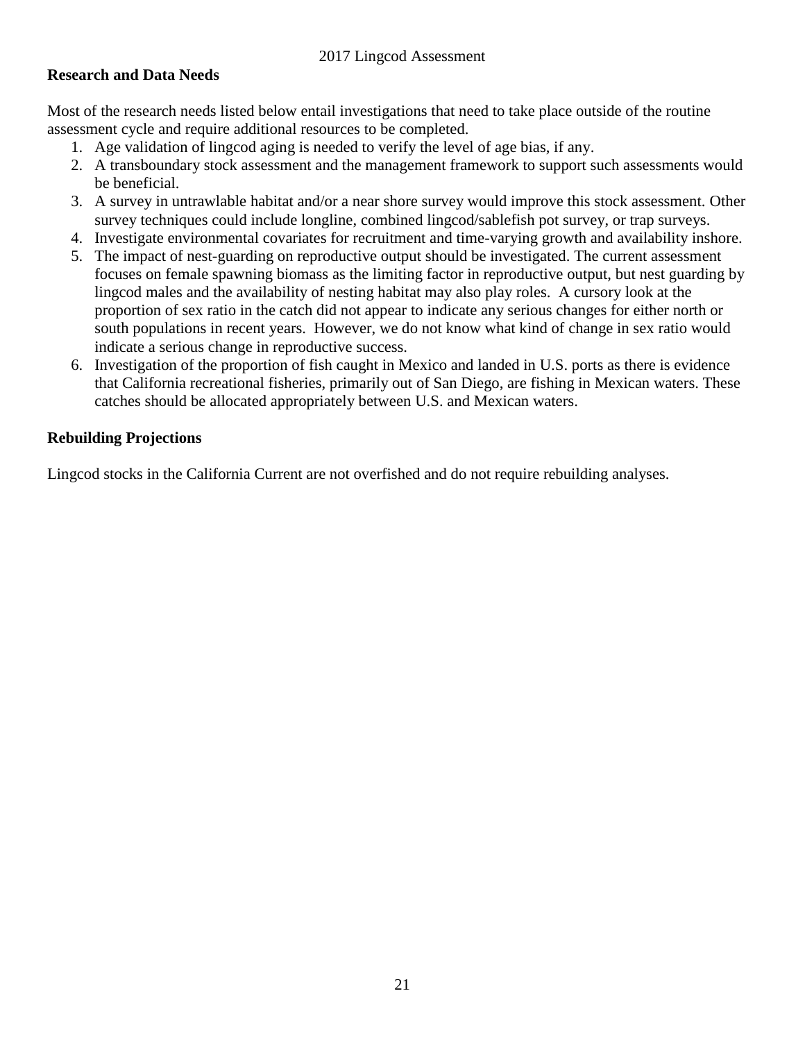## Research and Data Needs

Most of the research needs listed below entail investigations that need to take place outside of the routine assessment cycle and require additional resources to be completed.

1. Age validation of lingcod aging is needed to verify the level of age bias, if any.
2. A transboundary stock assessment and the management framework to support such assessments would be beneficial.
3. A survey in untrawlable habitat and/or a near shore survey would improve this stock assessment. Other survey techniques could include longline, combined lingcod/sablefish pot survey, or trap surveys.
4. Investigate environmental covariates for recruitment and time-varying growth and availability inshore.
5. The impact of nest-guarding on reproductive output should be investigated. The current assessment focuses on female spawning biomass as the limiting factor in reproductive output, but nest guarding by lingcod males and the availability of nesting habitat may also play roles. A cursory look at the proportion of sex ratio in the catch did not appear to indicate any serious changes for either north or south populations in recent years. However, we do not know what kind of change in sex ratio would indicate a serious change in reproductive success.
6. Investigation of the proportion of fish caught in Mexico and landed in U.S. ports as there is evidence that California recreational fisheries, primarily out of San Diego, are fishing in Mexican waters. These catches should be allocated appropriately between U.S. and Mexican waters.

## Rebuilding Projections

Lingcod stocks in the California Current are not overfished and do not require rebuilding analyses.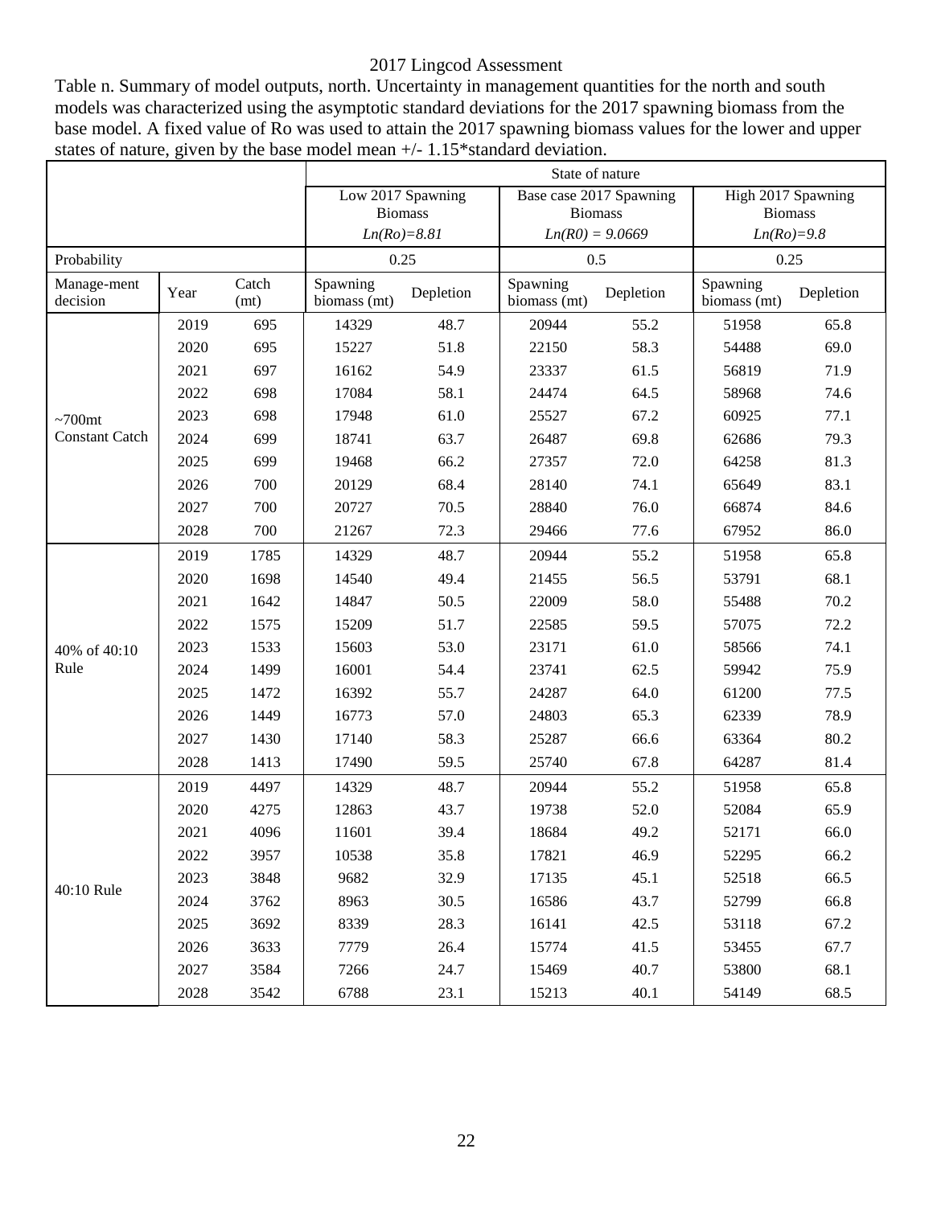2017 Lingcod Assessment

Table n. Summary of model outputs, north. Uncertainty in management quantities for the north and south models was characterized using the asymptotic standard deviations for the 2017 spawning biomass from the base model. A fixed value of Ro was used to attain the 2017 spawning biomass values for the lower and upper states of nature, given by the base model mean +/- 1.15*standard deviation.

| | | | State of nature | | | | | |
|---|---|---|---|---|---|---|---|---|
| | | | Low 2017 Spawning Biomass *Ln(Ro)=8.81* | | Base case 2017 Spawning Biomass *Ln(R0) = 9.0669* | | High 2017 Spawning Biomass *Ln(Ro)=9.8* | |
| Probability | | | 0.25 | | 0.5 | | 0.25 | |
| Manage-ment decision | Year | Catch (mt) | Spawning biomass (mt) | Depletion | Spawning biomass (mt) | Depletion | Spawning biomass (mt) | Depletion |
| ~700mt Constant Catch | 2019 | 695 | 14329 | 48.7 | 20944 | 55.2 | 51958 | 65.8 |
| | 2020 | 695 | 15227 | 51.8 | 22150 | 58.3 | 54488 | 69.0 |
| | 2021 | 697 | 16162 | 54.9 | 23337 | 61.5 | 56819 | 71.9 |
| | 2022 | 698 | 17084 | 58.1 | 24474 | 64.5 | 58968 | 74.6 |
| | 2023 | 698 | 17948 | 61.0 | 25527 | 67.2 | 60925 | 77.1 |
| | 2024 | 699 | 18741 | 63.7 | 26487 | 69.8 | 62686 | 79.3 |
| | 2025 | 699 | 19468 | 66.2 | 27357 | 72.0 | 64258 | 81.3 |
| | 2026 | 700 | 20129 | 68.4 | 28140 | 74.1 | 65649 | 83.1 |
| | 2027 | 700 | 20727 | 70.5 | 28840 | 76.0 | 66874 | 84.6 |
| | 2028 | 700 | 21267 | 72.3 | 29466 | 77.6 | 67952 | 86.0 |
| 40% of 40:10 Rule | 2019 | 1785 | 14329 | 48.7 | 20944 | 55.2 | 51958 | 65.8 |
| | 2020 | 1698 | 14540 | 49.4 | 21455 | 56.5 | 53791 | 68.1 |
| | 2021 | 1642 | 14847 | 50.5 | 22009 | 58.0 | 55488 | 70.2 |
| | 2022 | 1575 | 15209 | 51.7 | 22585 | 59.5 | 57075 | 72.2 |
| | 2023 | 1533 | 15603 | 53.0 | 23171 | 61.0 | 58566 | 74.1 |
| | 2024 | 1499 | 16001 | 54.4 | 23741 | 62.5 | 59942 | 75.9 |
| | 2025 | 1472 | 16392 | 55.7 | 24287 | 64.0 | 61200 | 77.5 |
| | 2026 | 1449 | 16773 | 57.0 | 24803 | 65.3 | 62339 | 78.9 |
| | 2027 | 1430 | 17140 | 58.3 | 25287 | 66.6 | 63364 | 80.2 |
| | 2028 | 1413 | 17490 | 59.5 | 25740 | 67.8 | 64287 | 81.4 |
| 40:10 Rule | 2019 | 4497 | 14329 | 48.7 | 20944 | 55.2 | 51958 | 65.8 |
| | 2020 | 4275 | 12863 | 43.7 | 19738 | 52.0 | 52084 | 65.9 |
| | 2021 | 4096 | 11601 | 39.4 | 18684 | 49.2 | 52171 | 66.0 |
| | 2022 | 3957 | 10538 | 35.8 | 17821 | 46.9 | 52295 | 66.2 |
| | 2023 | 3848 | 9682 | 32.9 | 17135 | 45.1 | 52518 | 66.5 |
| | 2024 | 3762 | 8963 | 30.5 | 16586 | 43.7 | 52799 | 66.8 |
| | 2025 | 3692 | 8339 | 28.3 | 16141 | 42.5 | 53118 | 67.2 |
| | 2026 | 3633 | 7779 | 26.4 | 15774 | 41.5 | 53455 | 67.7 |
| | 2027 | 3584 | 7266 | 24.7 | 15469 | 40.7 | 53800 | 68.1 |
| | 2028 | 3542 | 6788 | 23.1 | 15213 | 40.1 | 54149 | 68.5 |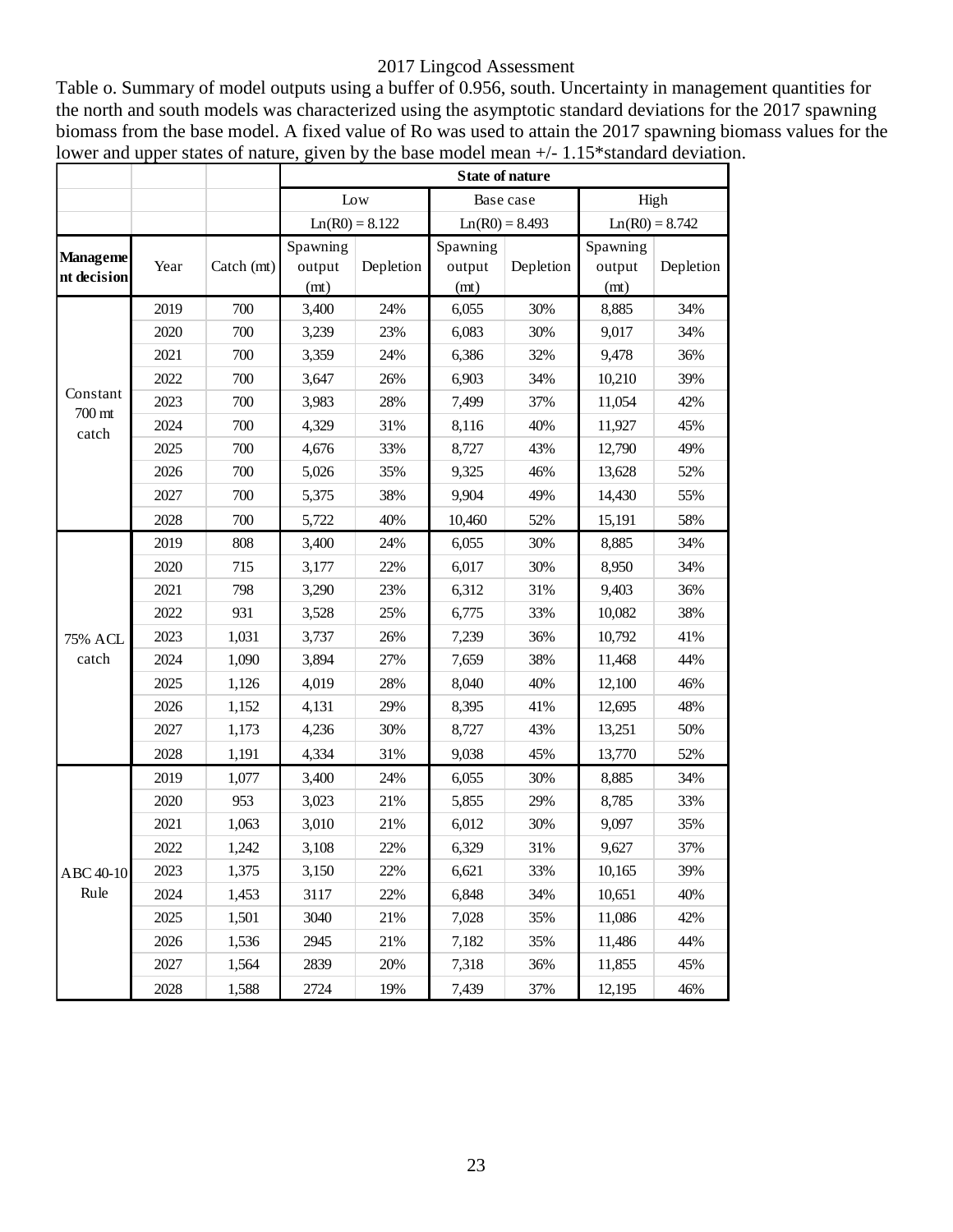Table o. Summary of model outputs using a buffer of 0.956, south. Uncertainty in management quantities for the north and south models was characterized using the asymptotic standard deviations for the 2017 spawning biomass from the base model. A fixed value of Ro was used to attain the 2017 spawning biomass values for the lower and upper states of nature, given by the base model mean +/- 1.15*standard deviation.

| | | | State of nature | | | | | |
|---|---|---|---|---|---|---|---|---|
| | | | Low | | Base case | | High | |
| | | | Ln(R0) = 8.122 | | Ln(R0) = 8.493 | | Ln(R0) = 8.742 | |
| **Management decision** | Year | Catch (mt) | Spawning output (mt) | Depletion | Spawning output (mt) | Depletion | Spawning output (mt) | Depletion |
| Constant 700 mt catch | 2019 | 700 | 3,400 | 24% | 6,055 | 30% | 8,885 | 34% |
| | 2020 | 700 | 3,239 | 23% | 6,083 | 30% | 9,017 | 34% |
| | 2021 | 700 | 3,359 | 24% | 6,386 | 32% | 9,478 | 36% |
| | 2022 | 700 | 3,647 | 26% | 6,903 | 34% | 10,210 | 39% |
| | 2023 | 700 | 3,983 | 28% | 7,499 | 37% | 11,054 | 42% |
| | 2024 | 700 | 4,329 | 31% | 8,116 | 40% | 11,927 | 45% |
| | 2025 | 700 | 4,676 | 33% | 8,727 | 43% | 12,790 | 49% |
| | 2026 | 700 | 5,026 | 35% | 9,325 | 46% | 13,628 | 52% |
| | 2027 | 700 | 5,375 | 38% | 9,904 | 49% | 14,430 | 55% |
| | 2028 | 700 | 5,722 | 40% | 10,460 | 52% | 15,191 | 58% |
| 75% ACL catch | 2019 | 808 | 3,400 | 24% | 6,055 | 30% | 8,885 | 34% |
| | 2020 | 715 | 3,177 | 22% | 6,017 | 30% | 8,950 | 34% |
| | 2021 | 798 | 3,290 | 23% | 6,312 | 31% | 9,403 | 36% |
| | 2022 | 931 | 3,528 | 25% | 6,775 | 33% | 10,082 | 38% |
| | 2023 | 1,031 | 3,737 | 26% | 7,239 | 36% | 10,792 | 41% |
| | 2024 | 1,090 | 3,894 | 27% | 7,659 | 38% | 11,468 | 44% |
| | 2025 | 1,126 | 4,019 | 28% | 8,040 | 40% | 12,100 | 46% |
| | 2026 | 1,152 | 4,131 | 29% | 8,395 | 41% | 12,695 | 48% |
| | 2027 | 1,173 | 4,236 | 30% | 8,727 | 43% | 13,251 | 50% |
| | 2028 | 1,191 | 4,334 | 31% | 9,038 | 45% | 13,770 | 52% |
| ABC 40-10 Rule | 2019 | 1,077 | 3,400 | 24% | 6,055 | 30% | 8,885 | 34% |
| | 2020 | 953 | 3,023 | 21% | 5,855 | 29% | 8,785 | 33% |
| | 2021 | 1,063 | 3,010 | 21% | 6,012 | 30% | 9,097 | 35% |
| | 2022 | 1,242 | 3,108 | 22% | 6,329 | 31% | 9,627 | 37% |
| | 2023 | 1,375 | 3,150 | 22% | 6,621 | 33% | 10,165 | 39% |
| | 2024 | 1,453 | 3117 | 22% | 6,848 | 34% | 10,651 | 40% |
| | 2025 | 1,501 | 3040 | 21% | 7,028 | 35% | 11,086 | 42% |
| | 2026 | 1,536 | 2945 | 21% | 7,182 | 35% | 11,486 | 44% |
| | 2027 | 1,564 | 2839 | 20% | 7,318 | 36% | 11,855 | 45% |
| | 2028 | 1,588 | 2724 | 19% | 7,439 | 37% | 12,195 | 46% |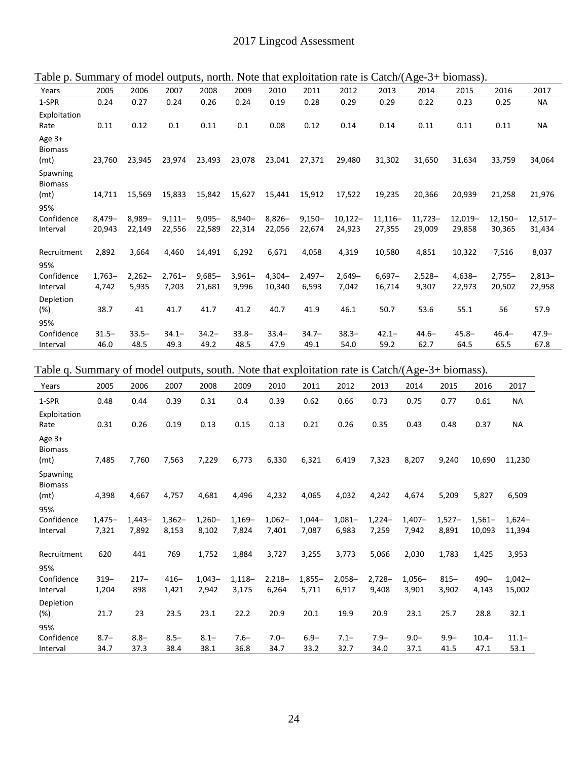Table p. Summary of model outputs, north. Note that exploitation rate is Catch/(Age-3+ biomass).

| Years | 2005 | 2006 | 2007 | 2008 | 2009 | 2010 | 2011 | 2012 | 2013 | 2014 | 2015 | 2016 | 2017 |
|---|---|---|---|---|---|---|---|---|---|---|---|---|---|
| 1-SPR | 0.24 | 0.27 | 0.24 | 0.26 | 0.24 | 0.19 | 0.28 | 0.29 | 0.29 | 0.22 | 0.23 | 0.25 | NA |
| Exploitation Rate | 0.11 | 0.12 | 0.1 | 0.11 | 0.1 | 0.08 | 0.12 | 0.14 | 0.14 | 0.11 | 0.11 | 0.11 | NA |
| Age 3+ Biomass (mt) | 23,760 | 23,945 | 23,974 | 23,493 | 23,078 | 23,041 | 27,371 | 29,480 | 31,302 | 31,650 | 31,634 | 33,759 | 34,064 |
| Spawning Biomass (mt) | 14,711 | 15,569 | 15,833 | 15,842 | 15,627 | 15,441 | 15,912 | 17,522 | 19,235 | 20,366 | 20,939 | 21,258 | 21,976 |
| 95% Confidence Interval | 8,479–20,943 | 8,989–22,149 | 9,111–22,556 | 9,095–22,589 | 8,940–22,314 | 8,826–22,056 | 9,150–22,674 | 10,122–24,923 | 11,116–27,355 | 11,723–29,009 | 12,019–29,858 | 12,150–30,365 | 12,517–31,434 |
| Recruitment | 2,892 | 3,664 | 4,460 | 14,491 | 6,292 | 6,671 | 4,058 | 4,319 | 10,580 | 4,851 | 10,322 | 7,516 | 8,037 |
| 95% Confidence Interval | 1,763–4,742 | 2,262–5,935 | 2,761–7,203 | 9,685–21,681 | 3,961–9,996 | 4,304–10,340 | 2,497–6,593 | 2,649–7,042 | 6,697–16,714 | 2,528–9,307 | 4,638–22,973 | 2,755–20,502 | 2,813–22,958 |
| Depletion (%) | 38.7 | 41 | 41.7 | 41.7 | 41.2 | 40.7 | 41.9 | 46.1 | 50.7 | 53.6 | 55.1 | 56 | 57.9 |
| 95% Confidence Interval | 31.5–46.0 | 33.5–48.5 | 34.1–49.3 | 34.2–49.2 | 33.8–48.5 | 33.4–47.9 | 34.7–49.1 | 38.3–54.0 | 42.1–59.2 | 44.6–62.7 | 45.8–64.5 | 46.4–65.5 | 47.9–67.8 |

Table q. Summary of model outputs, south. Note that exploitation rate is Catch/(Age-3+ biomass).

| Years | 2005 | 2006 | 2007 | 2008 | 2009 | 2010 | 2011 | 2012 | 2013 | 2014 | 2015 | 2016 | 2017 |
|---|---|---|---|---|---|---|---|---|---|---|---|---|---|
| 1-SPR | 0.48 | 0.44 | 0.39 | 0.31 | 0.4 | 0.39 | 0.62 | 0.66 | 0.73 | 0.75 | 0.77 | 0.61 | NA |
| Exploitation Rate | 0.31 | 0.26 | 0.19 | 0.13 | 0.15 | 0.13 | 0.21 | 0.26 | 0.35 | 0.43 | 0.48 | 0.37 | NA |
| Age 3+ Biomass (mt) | 7,485 | 7,760 | 7,563 | 7,229 | 6,773 | 6,330 | 6,321 | 6,419 | 7,323 | 8,207 | 9,240 | 10,690 | 11,230 |
| Spawning Biomass (mt) | 4,398 | 4,667 | 4,757 | 4,681 | 4,496 | 4,232 | 4,065 | 4,032 | 4,242 | 4,674 | 5,209 | 5,827 | 6,509 |
| 95% Confidence Interval | 1,475–7,321 | 1,443–7,892 | 1,362–8,153 | 1,260–8,102 | 1,169–7,824 | 1,062–7,401 | 1,044–7,087 | 1,081–6,983 | 1,224–7,259 | 1,407–7,942 | 1,527–8,891 | 1,561–10,093 | 1,624–11,394 |
| Recruitment | 620 | 441 | 769 | 1,752 | 1,884 | 3,727 | 3,255 | 3,773 | 5,066 | 2,030 | 1,783 | 1,425 | 3,953 |
| 95% Confidence Interval | 319–1,204 | 217–898 | 416–1,421 | 1,043–2,942 | 1,118–3,175 | 2,218–6,264 | 1,855–5,711 | 2,058–6,917 | 2,728–9,408 | 1,056–3,901 | 815–3,902 | 490–4,143 | 1,042–15,002 |
| Depletion (%) | 21.7 | 23 | 23.5 | 23.1 | 22.2 | 20.9 | 20.1 | 19.9 | 20.9 | 23.1 | 25.7 | 28.8 | 32.1 |
| 95% Confidence Interval | 8.7–34.7 | 8.8–37.3 | 8.5–38.4 | 8.1–38.1 | 7.6–36.8 | 7.0–34.7 | 6.9–33.2 | 7.1–32.7 | 7.9–34.0 | 9.0–37.1 | 9.9–41.5 | 10.4–47.1 | 11.1–53.1 |